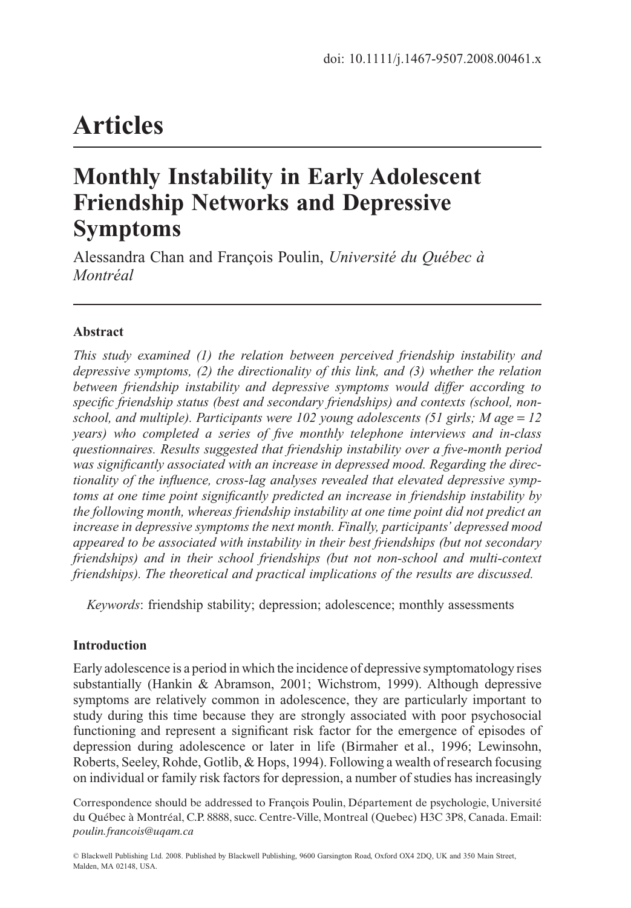doi: 10.1111/j.1467-9507.2008.00461.x

# Articles

## Monthly Instability in Early Adolescent Friendship Networks and Depressive Symptoms

Alessandra Chan and François Poulin, *Université du Québec à Montréal*

### Abstract

*This study examined (1) the relation between perceived friendship instability and depressive symptoms, (2) the directionality of this link, and (3) whether the relation between friendship instability and depressive symptoms would differ according to specific friendship status (best and secondary friendships) and contexts (school, non-school, and multiple). Participants were 102 young adolescents (51 girls; M age = 12 years) who completed a series of five monthly telephone interviews and in-class questionnaires. Results suggested that friendship instability over a five-month period was significantly associated with an increase in depressed mood. Regarding the directionality of the influence, cross-lag analyses revealed that elevated depressive symptoms at one time point significantly predicted an increase in friendship instability by the following month, whereas friendship instability at one time point did not predict an increase in depressive symptoms the next month. Finally, participants' depressed mood appeared to be associated with instability in their best friendships (but not secondary friendships) and in their school friendships (but not non-school and multi-context friendships). The theoretical and practical implications of the results are discussed.*

*Keywords*: friendship stability; depression; adolescence; monthly assessments

### Introduction

Early adolescence is a period in which the incidence of depressive symptomatology rises substantially (Hankin & Abramson, 2001; Wichstrom, 1999). Although depressive symptoms are relatively common in adolescence, they are particularly important to study during this time because they are strongly associated with poor psychosocial functioning and represent a significant risk factor for the emergence of episodes of depression during adolescence or later in life (Birmaher et al., 1996; Lewinsohn, Roberts, Seeley, Rohde, Gotlib, & Hops, 1994). Following a wealth of research focusing on individual or family risk factors for depression, a number of studies has increasingly

Correspondence should be addressed to François Poulin, Département de psychologie, Université du Québec à Montréal, C.P. 8888, succ. Centre-Ville, Montreal (Quebec) H3C 3P8, Canada. Email: *poulin.francois@uqam.ca*

© Blackwell Publishing Ltd. 2008. Published by Blackwell Publishing, 9600 Garsington Road, Oxford OX4 2DQ, UK and 350 Main Street, Malden, MA 02148, USA.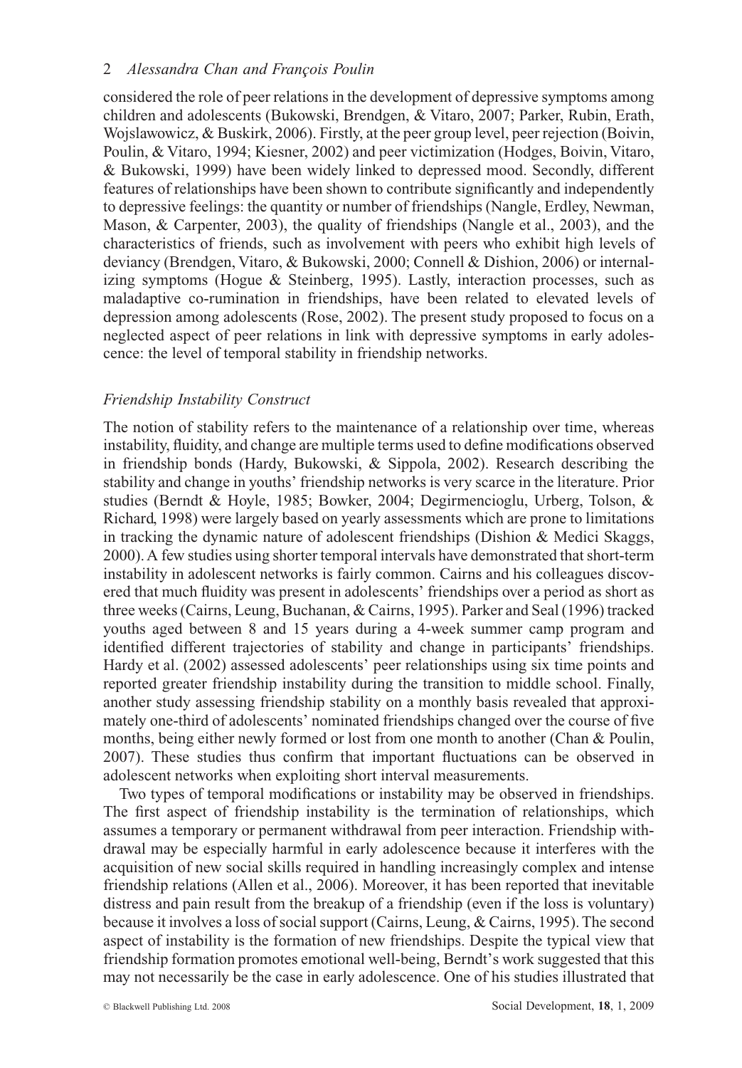considered the role of peer relations in the development of depressive symptoms among children and adolescents (Bukowski, Brendgen, & Vitaro, 2007; Parker, Rubin, Erath, Wojslawowicz, & Buskirk, 2006). Firstly, at the peer group level, peer rejection (Boivin, Poulin, & Vitaro, 1994; Kiesner, 2002) and peer victimization (Hodges, Boivin, Vitaro, & Bukowski, 1999) have been widely linked to depressed mood. Secondly, different features of relationships have been shown to contribute significantly and independently to depressive feelings: the quantity or number of friendships (Nangle, Erdley, Newman, Mason, & Carpenter, 2003), the quality of friendships (Nangle et al., 2003), and the characteristics of friends, such as involvement with peers who exhibit high levels of deviancy (Brendgen, Vitaro, & Bukowski, 2000; Connell & Dishion, 2006) or internalizing symptoms (Hogue & Steinberg, 1995). Lastly, interaction processes, such as maladaptive co-rumination in friendships, have been related to elevated levels of depression among adolescents (Rose, 2002). The present study proposed to focus on a neglected aspect of peer relations in link with depressive symptoms in early adolescence: the level of temporal stability in friendship networks.

### *Friendship Instability Construct*

The notion of stability refers to the maintenance of a relationship over time, whereas instability, fluidity, and change are multiple terms used to define modifications observed in friendship bonds (Hardy, Bukowski, & Sippola, 2002). Research describing the stability and change in youths' friendship networks is very scarce in the literature. Prior studies (Berndt & Hoyle, 1985; Bowker, 2004; Degirmencioglu, Urberg, Tolson, & Richard, 1998) were largely based on yearly assessments which are prone to limitations in tracking the dynamic nature of adolescent friendships (Dishion & Medici Skaggs, 2000). A few studies using shorter temporal intervals have demonstrated that short-term instability in adolescent networks is fairly common. Cairns and his colleagues discovered that much fluidity was present in adolescents' friendships over a period as short as three weeks (Cairns, Leung, Buchanan, & Cairns, 1995). Parker and Seal (1996) tracked youths aged between 8 and 15 years during a 4-week summer camp program and identified different trajectories of stability and change in participants' friendships. Hardy et al. (2002) assessed adolescents' peer relationships using six time points and reported greater friendship instability during the transition to middle school. Finally, another study assessing friendship stability on a monthly basis revealed that approximately one-third of adolescents' nominated friendships changed over the course of five months, being either newly formed or lost from one month to another (Chan & Poulin, 2007). These studies thus confirm that important fluctuations can be observed in adolescent networks when exploiting short interval measurements.

Two types of temporal modifications or instability may be observed in friendships. The first aspect of friendship instability is the termination of relationships, which assumes a temporary or permanent withdrawal from peer interaction. Friendship withdrawal may be especially harmful in early adolescence because it interferes with the acquisition of new social skills required in handling increasingly complex and intense friendship relations (Allen et al., 2006). Moreover, it has been reported that inevitable distress and pain result from the breakup of a friendship (even if the loss is voluntary) because it involves a loss of social support (Cairns, Leung, & Cairns, 1995). The second aspect of instability is the formation of new friendships. Despite the typical view that friendship formation promotes emotional well-being, Berndt's work suggested that this may not necessarily be the case in early adolescence. One of his studies illustrated that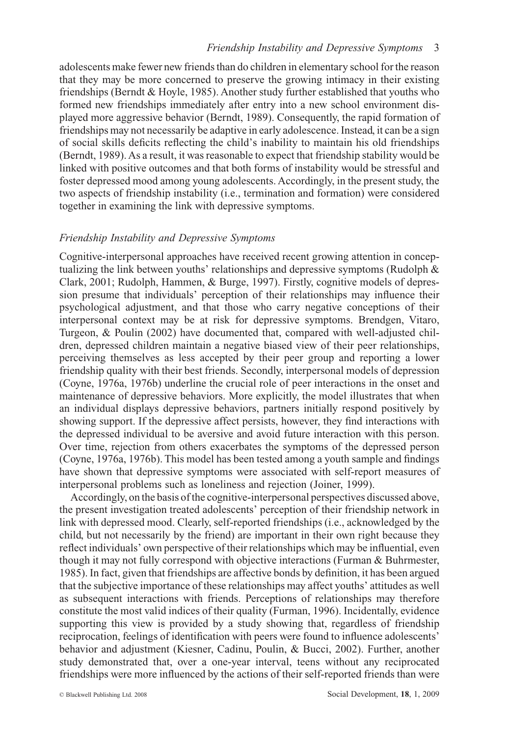adolescents make fewer new friends than do children in elementary school for the reason that they may be more concerned to preserve the growing intimacy in their existing friendships (Berndt & Hoyle, 1985). Another study further established that youths who formed new friendships immediately after entry into a new school environment displayed more aggressive behavior (Berndt, 1989). Consequently, the rapid formation of friendships may not necessarily be adaptive in early adolescence. Instead, it can be a sign of social skills deficits reflecting the child's inability to maintain his old friendships (Berndt, 1989). As a result, it was reasonable to expect that friendship stability would be linked with positive outcomes and that both forms of instability would be stressful and foster depressed mood among young adolescents. Accordingly, in the present study, the two aspects of friendship instability (i.e., termination and formation) were considered together in examining the link with depressive symptoms.

### *Friendship Instability and Depressive Symptoms*

Cognitive-interpersonal approaches have received recent growing attention in conceptualizing the link between youths' relationships and depressive symptoms (Rudolph & Clark, 2001; Rudolph, Hammen, & Burge, 1997). Firstly, cognitive models of depression presume that individuals' perception of their relationships may influence their psychological adjustment, and that those who carry negative conceptions of their interpersonal context may be at risk for depressive symptoms. Brendgen, Vitaro, Turgeon, & Poulin (2002) have documented that, compared with well-adjusted children, depressed children maintain a negative biased view of their peer relationships, perceiving themselves as less accepted by their peer group and reporting a lower friendship quality with their best friends. Secondly, interpersonal models of depression (Coyne, 1976a, 1976b) underline the crucial role of peer interactions in the onset and maintenance of depressive behaviors. More explicitly, the model illustrates that when an individual displays depressive behaviors, partners initially respond positively by showing support. If the depressive affect persists, however, they find interactions with the depressed individual to be aversive and avoid future interaction with this person. Over time, rejection from others exacerbates the symptoms of the depressed person (Coyne, 1976a, 1976b). This model has been tested among a youth sample and findings have shown that depressive symptoms were associated with self-report measures of interpersonal problems such as loneliness and rejection (Joiner, 1999).

Accordingly, on the basis of the cognitive-interpersonal perspectives discussed above, the present investigation treated adolescents' perception of their friendship network in link with depressed mood. Clearly, self-reported friendships (i.e., acknowledged by the child, but not necessarily by the friend) are important in their own right because they reflect individuals' own perspective of their relationships which may be influential, even though it may not fully correspond with objective interactions (Furman & Buhrmester, 1985). In fact, given that friendships are affective bonds by definition, it has been argued that the subjective importance of these relationships may affect youths' attitudes as well as subsequent interactions with friends. Perceptions of relationships may therefore constitute the most valid indices of their quality (Furman, 1996). Incidentally, evidence supporting this view is provided by a study showing that, regardless of friendship reciprocation, feelings of identification with peers were found to influence adolescents' behavior and adjustment (Kiesner, Cadinu, Poulin, & Bucci, 2002). Further, another study demonstrated that, over a one-year interval, teens without any reciprocated friendships were more influenced by the actions of their self-reported friends than were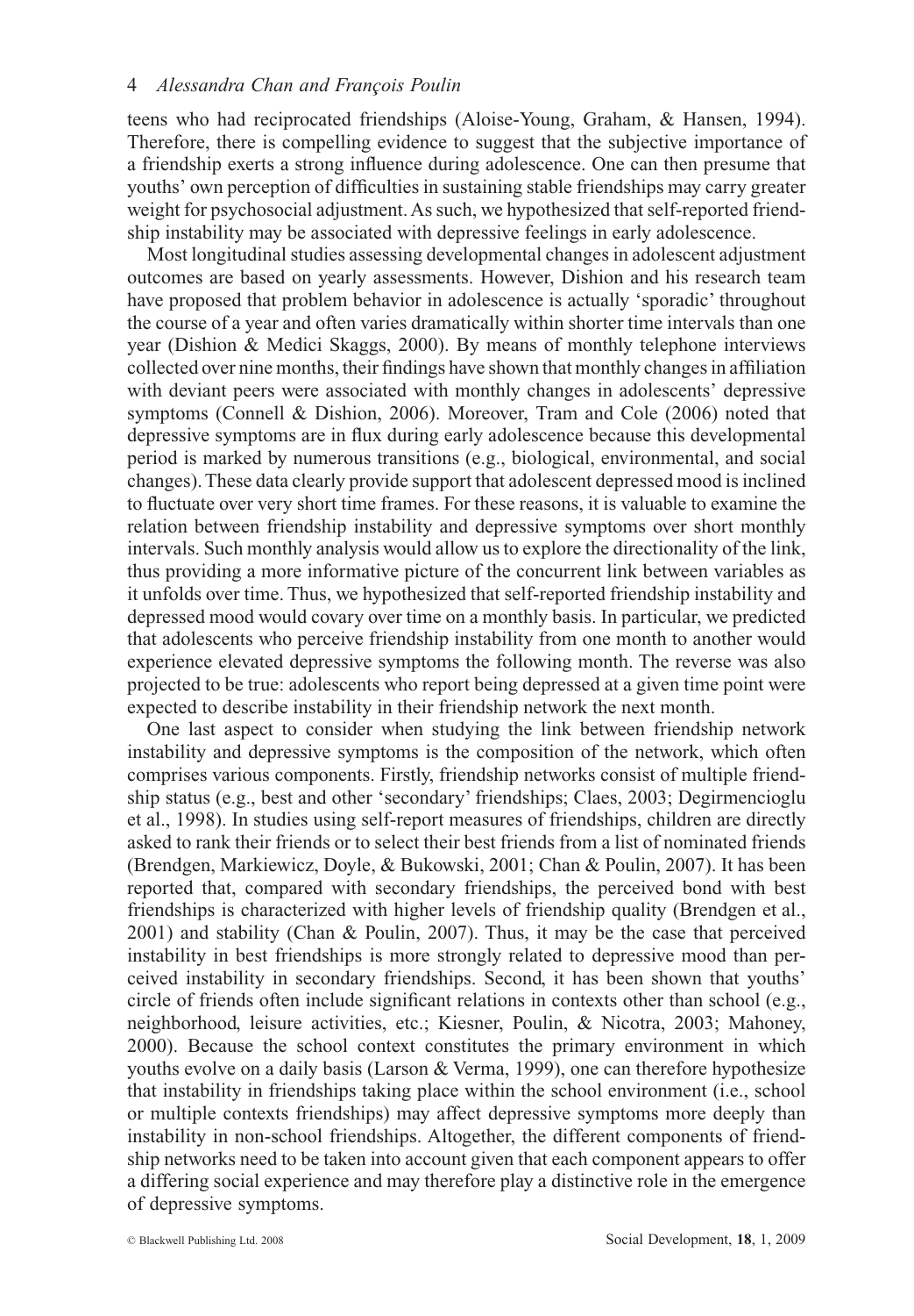teens who had reciprocated friendships (Aloise-Young, Graham, & Hansen, 1994). Therefore, there is compelling evidence to suggest that the subjective importance of a friendship exerts a strong influence during adolescence. One can then presume that youths' own perception of difficulties in sustaining stable friendships may carry greater weight for psychosocial adjustment. As such, we hypothesized that self-reported friendship instability may be associated with depressive feelings in early adolescence.

Most longitudinal studies assessing developmental changes in adolescent adjustment outcomes are based on yearly assessments. However, Dishion and his research team have proposed that problem behavior in adolescence is actually 'sporadic' throughout the course of a year and often varies dramatically within shorter time intervals than one year (Dishion & Medici Skaggs, 2000). By means of monthly telephone interviews collected over nine months, their findings have shown that monthly changes in affiliation with deviant peers were associated with monthly changes in adolescents' depressive symptoms (Connell & Dishion, 2006). Moreover, Tram and Cole (2006) noted that depressive symptoms are in flux during early adolescence because this developmental period is marked by numerous transitions (e.g., biological, environmental, and social changes). These data clearly provide support that adolescent depressed mood is inclined to fluctuate over very short time frames. For these reasons, it is valuable to examine the relation between friendship instability and depressive symptoms over short monthly intervals. Such monthly analysis would allow us to explore the directionality of the link, thus providing a more informative picture of the concurrent link between variables as it unfolds over time. Thus, we hypothesized that self-reported friendship instability and depressed mood would covary over time on a monthly basis. In particular, we predicted that adolescents who perceive friendship instability from one month to another would experience elevated depressive symptoms the following month. The reverse was also projected to be true: adolescents who report being depressed at a given time point were expected to describe instability in their friendship network the next month.

One last aspect to consider when studying the link between friendship network instability and depressive symptoms is the composition of the network, which often comprises various components. Firstly, friendship networks consist of multiple friendship status (e.g., best and other 'secondary' friendships; Claes, 2003; Degirmencioglu et al., 1998). In studies using self-report measures of friendships, children are directly asked to rank their friends or to select their best friends from a list of nominated friends (Brendgen, Markiewicz, Doyle, & Bukowski, 2001; Chan & Poulin, 2007). It has been reported that, compared with secondary friendships, the perceived bond with best friendships is characterized with higher levels of friendship quality (Brendgen et al., 2001) and stability (Chan & Poulin, 2007). Thus, it may be the case that perceived instability in best friendships is more strongly related to depressive mood than perceived instability in secondary friendships. Second, it has been shown that youths' circle of friends often include significant relations in contexts other than school (e.g., neighborhood, leisure activities, etc.; Kiesner, Poulin, & Nicotra, 2003; Mahoney, 2000). Because the school context constitutes the primary environment in which youths evolve on a daily basis (Larson & Verma, 1999), one can therefore hypothesize that instability in friendships taking place within the school environment (i.e., school or multiple contexts friendships) may affect depressive symptoms more deeply than instability in non-school friendships. Altogether, the different components of friendship networks need to be taken into account given that each component appears to offer a differing social experience and may therefore play a distinctive role in the emergence of depressive symptoms.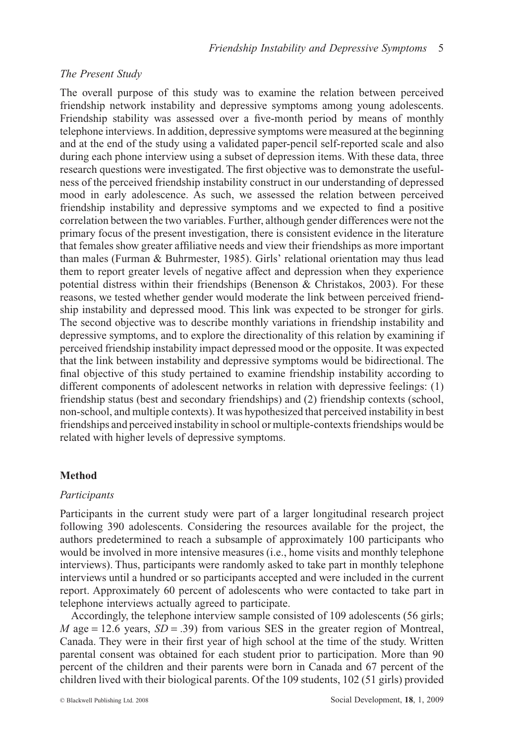*The Present Study*

The overall purpose of this study was to examine the relation between perceived friendship network instability and depressive symptoms among young adolescents. Friendship stability was assessed over a five-month period by means of monthly telephone interviews. In addition, depressive symptoms were measured at the beginning and at the end of the study using a validated paper-pencil self-reported scale and also during each phone interview using a subset of depression items. With these data, three research questions were investigated. The first objective was to demonstrate the usefulness of the perceived friendship instability construct in our understanding of depressed mood in early adolescence. As such, we assessed the relation between perceived friendship instability and depressive symptoms and we expected to find a positive correlation between the two variables. Further, although gender differences were not the primary focus of the present investigation, there is consistent evidence in the literature that females show greater affiliative needs and view their friendships as more important than males (Furman & Buhrmester, 1985). Girls' relational orientation may thus lead them to report greater levels of negative affect and depression when they experience potential distress within their friendships (Benenson & Christakos, 2003). For these reasons, we tested whether gender would moderate the link between perceived friendship instability and depressed mood. This link was expected to be stronger for girls. The second objective was to describe monthly variations in friendship instability and depressive symptoms, and to explore the directionality of this relation by examining if perceived friendship instability impact depressed mood or the opposite. It was expected that the link between instability and depressive symptoms would be bidirectional. The final objective of this study pertained to examine friendship instability according to different components of adolescent networks in relation with depressive feelings: (1) friendship status (best and secondary friendships) and (2) friendship contexts (school, non-school, and multiple contexts). It was hypothesized that perceived instability in best friendships and perceived instability in school or multiple-contexts friendships would be related with higher levels of depressive symptoms.

## Method

*Participants*

Participants in the current study were part of a larger longitudinal research project following 390 adolescents. Considering the resources available for the project, the authors predetermined to reach a subsample of approximately 100 participants who would be involved in more intensive measures (i.e., home visits and monthly telephone interviews). Thus, participants were randomly asked to take part in monthly telephone interviews until a hundred or so participants accepted and were included in the current report. Approximately 60 percent of adolescents who were contacted to take part in telephone interviews actually agreed to participate.

Accordingly, the telephone interview sample consisted of 109 adolescents (56 girls; *M* age = 12.6 years, *SD* = .39) from various SES in the greater region of Montreal, Canada. They were in their first year of high school at the time of the study. Written parental consent was obtained for each student prior to participation. More than 90 percent of the children and their parents were born in Canada and 67 percent of the children lived with their biological parents. Of the 109 students, 102 (51 girls) provided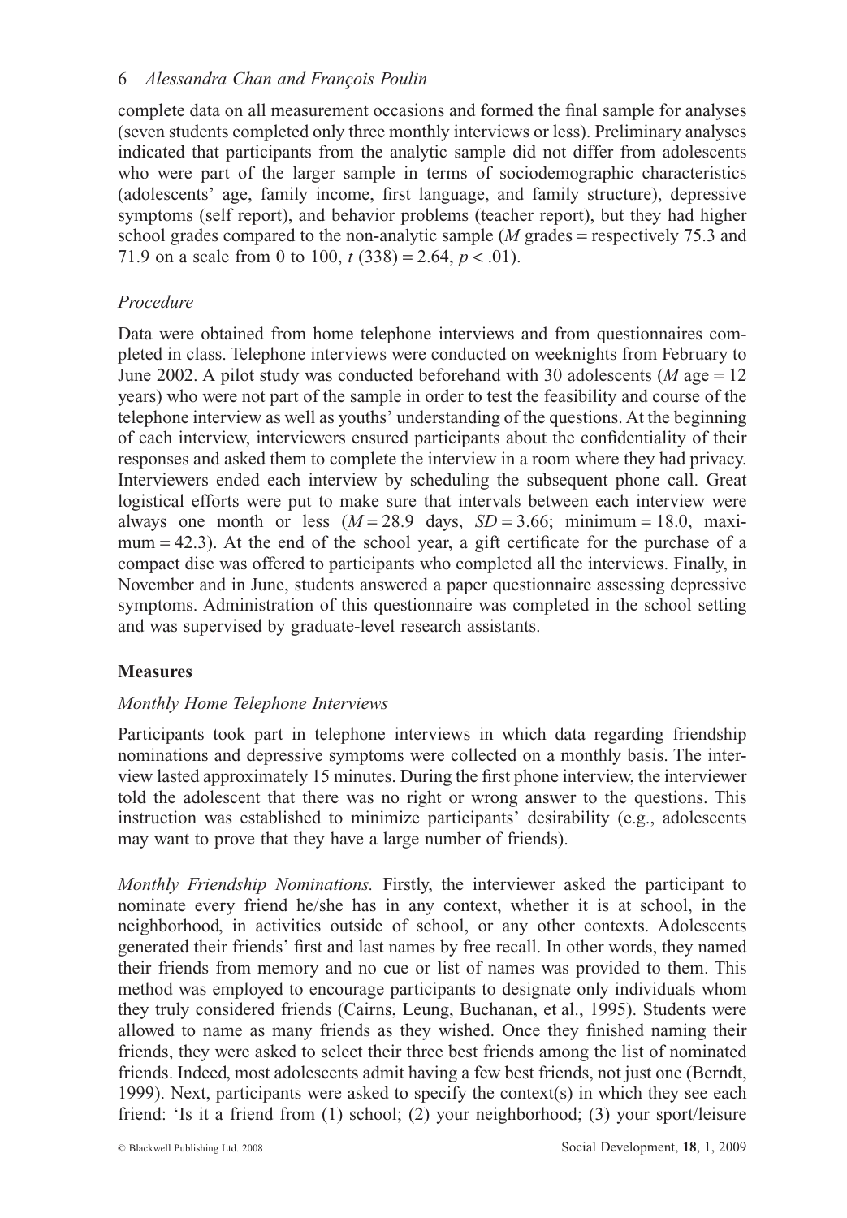complete data on all measurement occasions and formed the final sample for analyses (seven students completed only three monthly interviews or less). Preliminary analyses indicated that participants from the analytic sample did not differ from adolescents who were part of the larger sample in terms of sociodemographic characteristics (adolescents' age, family income, first language, and family structure), depressive symptoms (self report), and behavior problems (teacher report), but they had higher school grades compared to the non-analytic sample ($M$ grades = respectively 75.3 and 71.9 on a scale from 0 to 100, $t$ (338) = 2.64, $p < .01$).

### *Procedure*

Data were obtained from home telephone interviews and from questionnaires completed in class. Telephone interviews were conducted on weeknights from February to June 2002. A pilot study was conducted beforehand with 30 adolescents ($M$ age = 12 years) who were not part of the sample in order to test the feasibility and course of the telephone interview as well as youths' understanding of the questions. At the beginning of each interview, interviewers ensured participants about the confidentiality of their responses and asked them to complete the interview in a room where they had privacy. Interviewers ended each interview by scheduling the subsequent phone call. Great logistical efforts were put to make sure that intervals between each interview were always one month or less ($M = 28.9$ days, $SD = 3.66$; minimum = 18.0, maximum = 42.3). At the end of the school year, a gift certificate for the purchase of a compact disc was offered to participants who completed all the interviews. Finally, in November and in June, students answered a paper questionnaire assessing depressive symptoms. Administration of this questionnaire was completed in the school setting and was supervised by graduate-level research assistants.

## **Measures**

### *Monthly Home Telephone Interviews*

Participants took part in telephone interviews in which data regarding friendship nominations and depressive symptoms were collected on a monthly basis. The interview lasted approximately 15 minutes. During the first phone interview, the interviewer told the adolescent that there was no right or wrong answer to the questions. This instruction was established to minimize participants' desirability (e.g., adolescents may want to prove that they have a large number of friends).

*Monthly Friendship Nominations.* Firstly, the interviewer asked the participant to nominate every friend he/she has in any context, whether it is at school, in the neighborhood, in activities outside of school, or any other contexts. Adolescents generated their friends' first and last names by free recall. In other words, they named their friends from memory and no cue or list of names was provided to them. This method was employed to encourage participants to designate only individuals whom they truly considered friends (Cairns, Leung, Buchanan, et al., 1995). Students were allowed to name as many friends as they wished. Once they finished naming their friends, they were asked to select their three best friends among the list of nominated friends. Indeed, most adolescents admit having a few best friends, not just one (Berndt, 1999). Next, participants were asked to specify the context(s) in which they see each friend: 'Is it a friend from (1) school; (2) your neighborhood; (3) your sport/leisure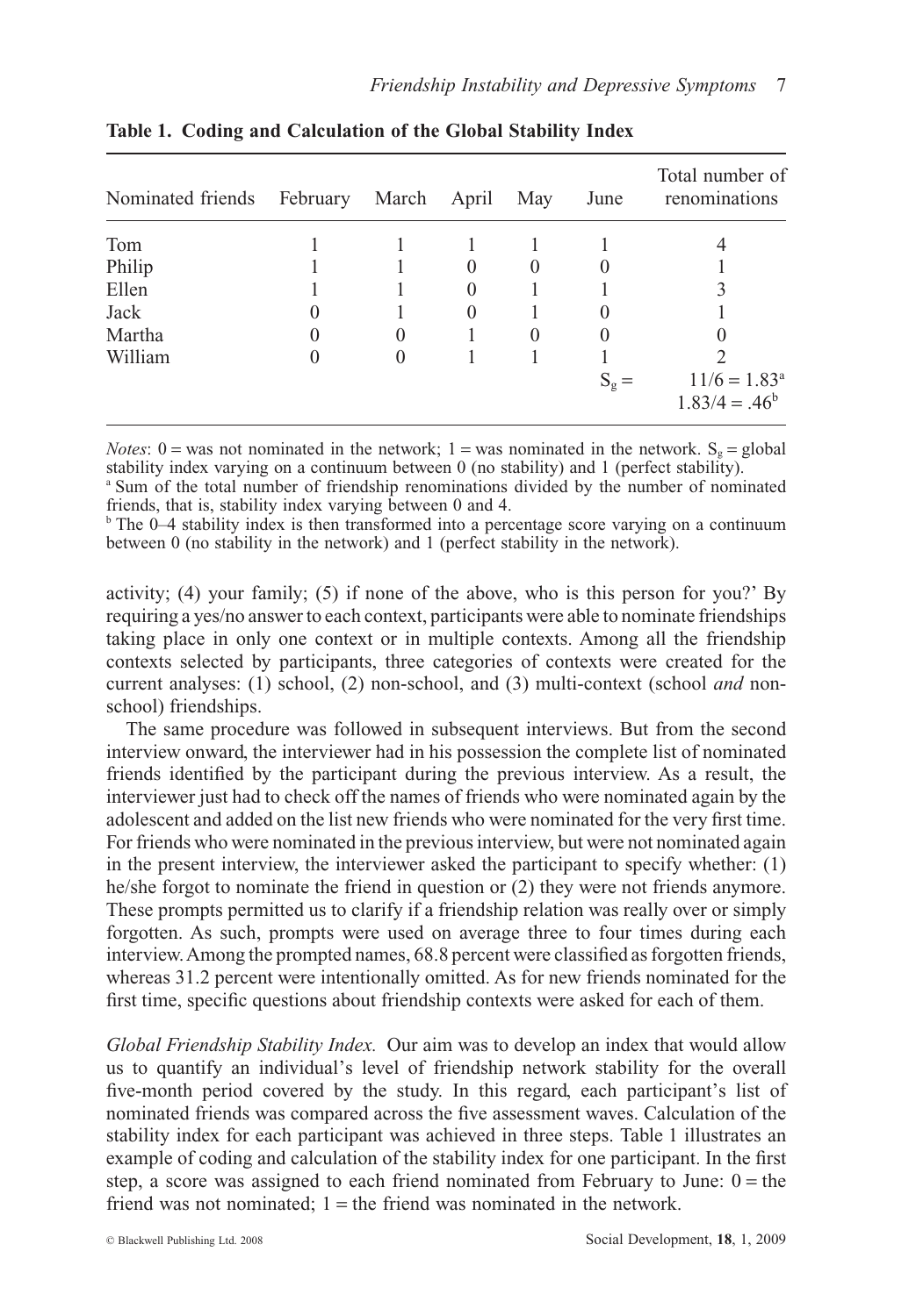**Table 1. Coding and Calculation of the Global Stability Index**

| Nominated friends | February | March | April | May | June | Total number of renominations |
|---|---|---|---|---|---|---|
| Tom | 1 | 1 | 1 | 1 | 1 | 4 |
| Philip | 1 | 1 | 0 | 0 | 0 | 1 |
| Ellen | 1 | 1 | 0 | 1 | 1 | 3 |
| Jack | 0 | 1 | 0 | 1 | 0 | 1 |
| Martha | 0 | 0 | 1 | 0 | 0 | 0 |
| William | 0 | 0 | 1 | 1 | 1 | 2 |
| | | | | | $S_g$ = | 11/6 = 1.83[a] |
| | | | | | | 1.83/4 = .46[b] |

*Notes*: 0 = was not nominated in the network; 1 = was nominated in the network. $S_g$ = global stability index varying on a continuum between 0 (no stability) and 1 (perfect stability).

[a] Sum of the total number of friendship renominations divided by the number of nominated friends, that is, stability index varying between 0 and 4.

[b] The 0–4 stability index is then transformed into a percentage score varying on a continuum between 0 (no stability in the network) and 1 (perfect stability in the network).

activity; (4) your family; (5) if none of the above, who is this person for you?' By requiring a yes/no answer to each context, participants were able to nominate friendships taking place in only one context or in multiple contexts. Among all the friendship contexts selected by participants, three categories of contexts were created for the current analyses: (1) school, (2) non-school, and (3) multi-context (school *and* non-school) friendships.

The same procedure was followed in subsequent interviews. But from the second interview onward, the interviewer had in his possession the complete list of nominated friends identified by the participant during the previous interview. As a result, the interviewer just had to check off the names of friends who were nominated again by the adolescent and added on the list new friends who were nominated for the very first time. For friends who were nominated in the previous interview, but were not nominated again in the present interview, the interviewer asked the participant to specify whether: (1) he/she forgot to nominate the friend in question or (2) they were not friends anymore. These prompts permitted us to clarify if a friendship relation was really over or simply forgotten. As such, prompts were used on average three to four times during each interview. Among the prompted names, 68.8 percent were classified as forgotten friends, whereas 31.2 percent were intentionally omitted. As for new friends nominated for the first time, specific questions about friendship contexts were asked for each of them.

*Global Friendship Stability Index.* Our aim was to develop an index that would allow us to quantify an individual's level of friendship network stability for the overall five-month period covered by the study. In this regard, each participant's list of nominated friends was compared across the five assessment waves. Calculation of the stability index for each participant was achieved in three steps. Table 1 illustrates an example of coding and calculation of the stability index for one participant. In the first step, a score was assigned to each friend nominated from February to June: 0 = the friend was not nominated; 1 = the friend was nominated in the network.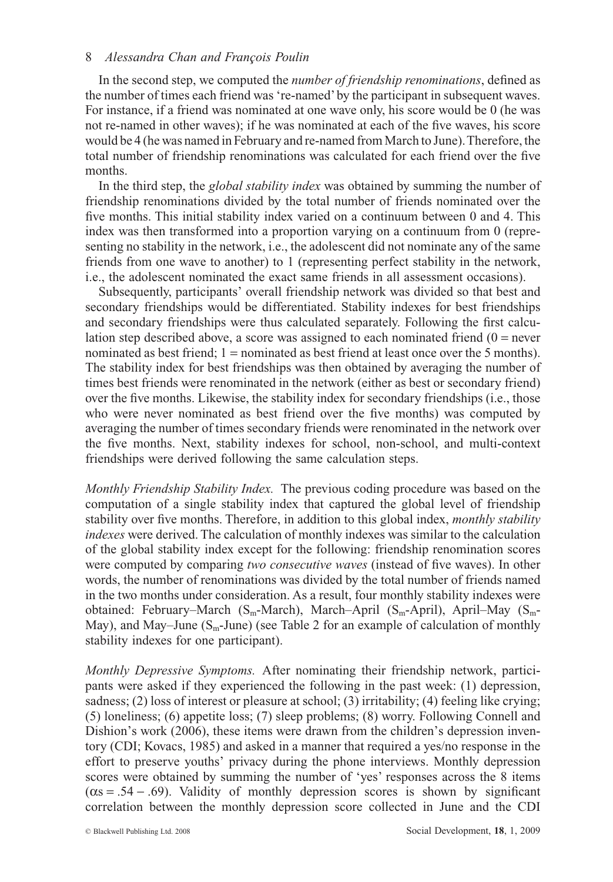In the second step, we computed the *number of friendship renominations*, defined as the number of times each friend was 're-named' by the participant in subsequent waves. For instance, if a friend was nominated at one wave only, his score would be 0 (he was not re-named in other waves); if he was nominated at each of the five waves, his score would be 4 (he was named in February and re-named from March to June). Therefore, the total number of friendship renominations was calculated for each friend over the five months.

In the third step, the *global stability index* was obtained by summing the number of friendship renominations divided by the total number of friends nominated over the five months. This initial stability index varied on a continuum between 0 and 4. This index was then transformed into a proportion varying on a continuum from 0 (representing no stability in the network, i.e., the adolescent did not nominate any of the same friends from one wave to another) to 1 (representing perfect stability in the network, i.e., the adolescent nominated the exact same friends in all assessment occasions).

Subsequently, participants' overall friendship network was divided so that best and secondary friendships would be differentiated. Stability indexes for best friendships and secondary friendships were thus calculated separately. Following the first calculation step described above, a score was assigned to each nominated friend (0 = never nominated as best friend; 1 = nominated as best friend at least once over the 5 months). The stability index for best friendships was then obtained by averaging the number of times best friends were renominated in the network (either as best or secondary friend) over the five months. Likewise, the stability index for secondary friendships (i.e., those who were never nominated as best friend over the five months) was computed by averaging the number of times secondary friends were renominated in the network over the five months. Next, stability indexes for school, non-school, and multi-context friendships were derived following the same calculation steps.

*Monthly Friendship Stability Index.* The previous coding procedure was based on the computation of a single stability index that captured the global level of friendship stability over five months. Therefore, in addition to this global index, *monthly stability indexes* were derived. The calculation of monthly indexes was similar to the calculation of the global stability index except for the following: friendship renomination scores were computed by comparing *two consecutive waves* (instead of five waves). In other words, the number of renominations was divided by the total number of friends named in the two months under consideration. As a result, four monthly stability indexes were obtained: February–March ($S_m$-March), March–April ($S_m$-April), April–May ($S_m$-May), and May–June ($S_m$-June) (see Table 2 for an example of calculation of monthly stability indexes for one participant).

*Monthly Depressive Symptoms.* After nominating their friendship network, participants were asked if they experienced the following in the past week: (1) depression, sadness; (2) loss of interest or pleasure at school; (3) irritability; (4) feeling like crying; (5) loneliness; (6) appetite loss; (7) sleep problems; (8) worry. Following Connell and Dishion's work (2006), these items were drawn from the children's depression inventory (CDI; Kovacs, 1985) and asked in a manner that required a yes/no response in the effort to preserve youths' privacy during the phone interviews. Monthly depression scores were obtained by summing the number of 'yes' responses across the 8 items ($\alpha s = .54 - .69$). Validity of monthly depression scores is shown by significant correlation between the monthly depression score collected in June and the CDI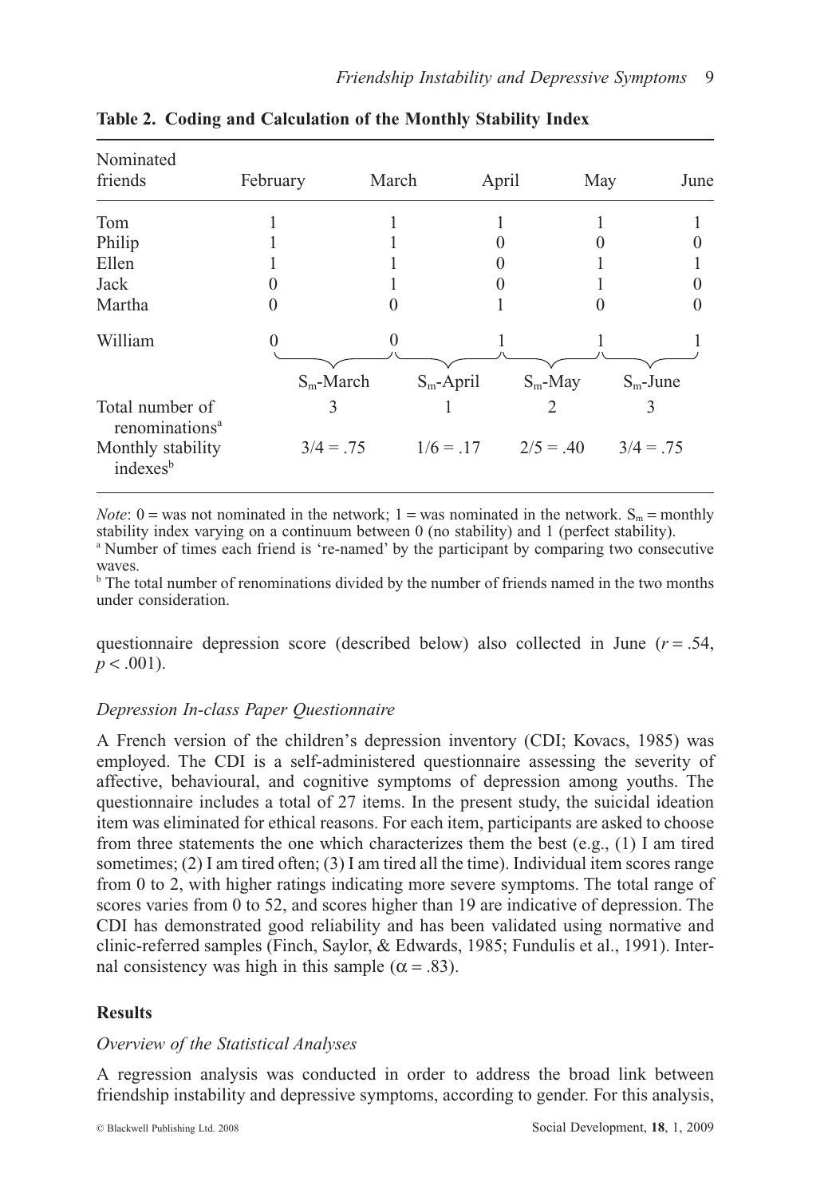**Table 2. Coding and Calculation of the Monthly Stability Index**

| Nominated friends | February | | March | | April | | May | | June |
|---|---|---|---|---|---|---|---|---|---|
| Tom | 1 | | 1 | | 1 | | 1 | | 1 |
| Philip | 1 | | 1 | | 0 | | 0 | | 0 |
| Ellen | 1 | | 1 | | 0 | | 1 | | 1 |
| Jack | 0 | | 1 | | 0 | | 1 | | 0 |
| Martha | 0 | | 0 | | 1 | | 0 | | 0 |
| William | 0 | | 0 | | 1 | | 1 | | 1 |
| | | $S_m$-March | | $S_m$-April | | $S_m$-May | | $S_m$-June | |
| Total number of renominations[a] | | 3 | | 1 | | 2 | | 3 | |
| Monthly stability indexes[b] | | 3/4 = .75 | | 1/6 = .17 | | 2/5 = .40 | | 3/4 = .75 | |

*Note*: 0 = was not nominated in the network; 1 = was nominated in the network. $S_m$ = monthly stability index varying on a continuum between 0 (no stability) and 1 (perfect stability).
[a] Number of times each friend is 're-named' by the participant by comparing two consecutive waves.
[b] The total number of renominations divided by the number of friends named in the two months under consideration.

questionnaire depression score (described below) also collected in June ($r = .54$, $p < .001$).

### *Depression In-class Paper Questionnaire*

A French version of the children's depression inventory (CDI; Kovacs, 1985) was employed. The CDI is a self-administered questionnaire assessing the severity of affective, behavioural, and cognitive symptoms of depression among youths. The questionnaire includes a total of 27 items. In the present study, the suicidal ideation item was eliminated for ethical reasons. For each item, participants are asked to choose from three statements the one which characterizes them the best (e.g., (1) I am tired sometimes; (2) I am tired often; (3) I am tired all the time). Individual item scores range from 0 to 2, with higher ratings indicating more severe symptoms. The total range of scores varies from 0 to 52, and scores higher than 19 are indicative of depression. The CDI has demonstrated good reliability and has been validated using normative and clinic-referred samples (Finch, Saylor, & Edwards, 1985; Fundulis et al., 1991). Internal consistency was high in this sample ($\alpha = .83$).

## Results

### *Overview of the Statistical Analyses*

A regression analysis was conducted in order to address the broad link between friendship instability and depressive symptoms, according to gender. For this analysis,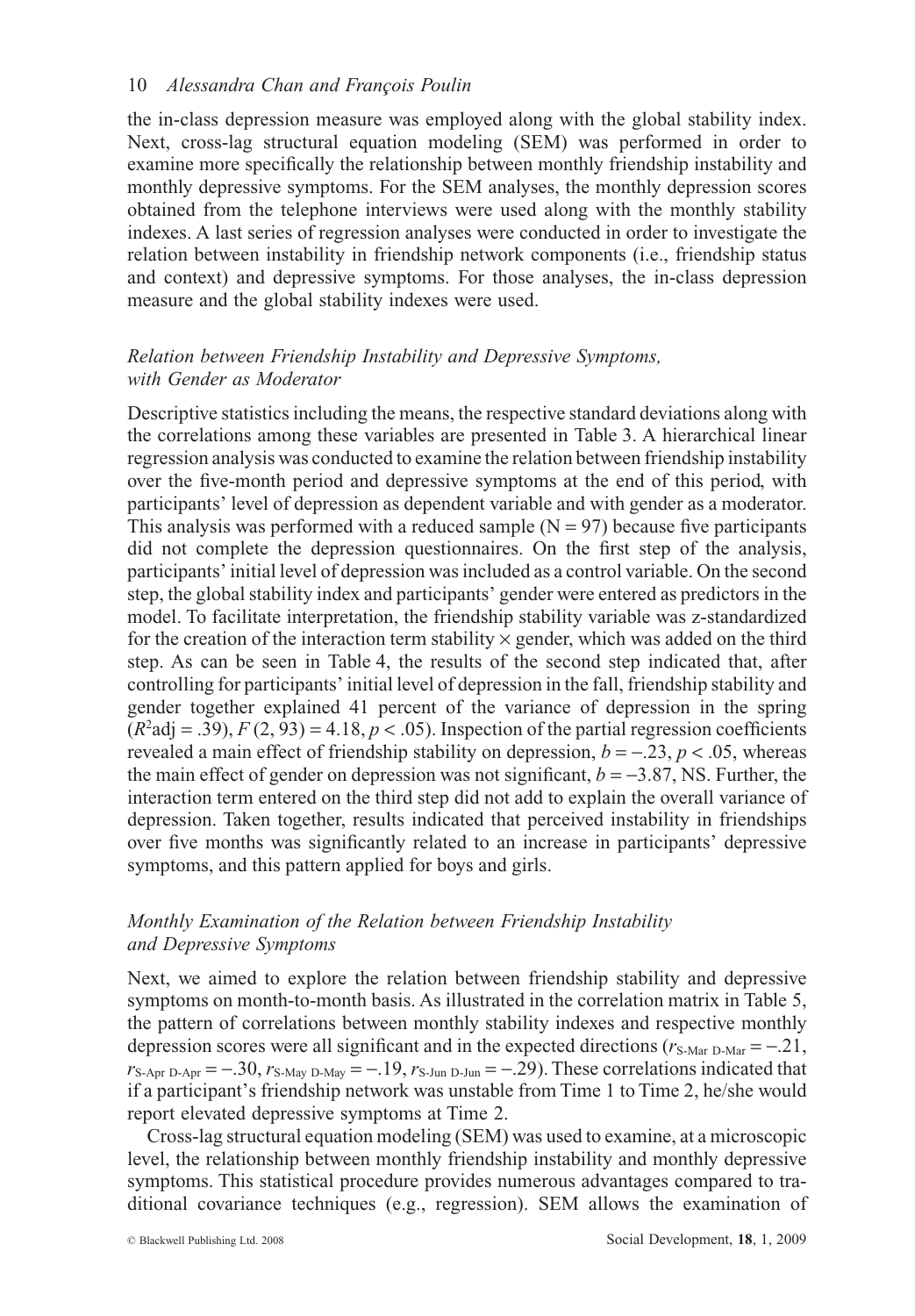the in-class depression measure was employed along with the global stability index. Next, cross-lag structural equation modeling (SEM) was performed in order to examine more specifically the relationship between monthly friendship instability and monthly depressive symptoms. For the SEM analyses, the monthly depression scores obtained from the telephone interviews were used along with the monthly stability indexes. A last series of regression analyses were conducted in order to investigate the relation between instability in friendship network components (i.e., friendship status and context) and depressive symptoms. For those analyses, the in-class depression measure and the global stability indexes were used.

### *Relation between Friendship Instability and Depressive Symptoms, with Gender as Moderator*

Descriptive statistics including the means, the respective standard deviations along with the correlations among these variables are presented in Table 3. A hierarchical linear regression analysis was conducted to examine the relation between friendship instability over the five-month period and depressive symptoms at the end of this period, with participants' level of depression as dependent variable and with gender as a moderator. This analysis was performed with a reduced sample ($N = 97$) because five participants did not complete the depression questionnaires. On the first step of the analysis, participants' initial level of depression was included as a control variable. On the second step, the global stability index and participants' gender were entered as predictors in the model. To facilitate interpretation, the friendship stability variable was z-standardized for the creation of the interaction term stability × gender, which was added on the third step. As can be seen in Table 4, the results of the second step indicated that, after controlling for participants' initial level of depression in the fall, friendship stability and gender together explained 41 percent of the variance of depression in the spring ($R^2$adj = .39), $F\,(2, 93) = 4.18$, $p < .05$). Inspection of the partial regression coefficients revealed a main effect of friendship stability on depression, $b = -.23$, $p < .05$, whereas the main effect of gender on depression was not significant, $b = -3.87$, NS. Further, the interaction term entered on the third step did not add to explain the overall variance of depression. Taken together, results indicated that perceived instability in friendships over five months was significantly related to an increase in participants' depressive symptoms, and this pattern applied for boys and girls.

### *Monthly Examination of the Relation between Friendship Instability and Depressive Symptoms*

Next, we aimed to explore the relation between friendship stability and depressive symptoms on month-to-month basis. As illustrated in the correlation matrix in Table 5, the pattern of correlations between monthly stability indexes and respective monthly depression scores were all significant and in the expected directions ($r_{\text{S-Mar D-Mar}} = -.21$, $r_{\text{S-Apr D-Apr}} = -.30$, $r_{\text{S-May D-May}} = -.19$, $r_{\text{S-Jun D-Jun}} = -.29$). These correlations indicated that if a participant's friendship network was unstable from Time 1 to Time 2, he/she would report elevated depressive symptoms at Time 2.

Cross-lag structural equation modeling (SEM) was used to examine, at a microscopic level, the relationship between monthly friendship instability and monthly depressive symptoms. This statistical procedure provides numerous advantages compared to traditional covariance techniques (e.g., regression). SEM allows the examination of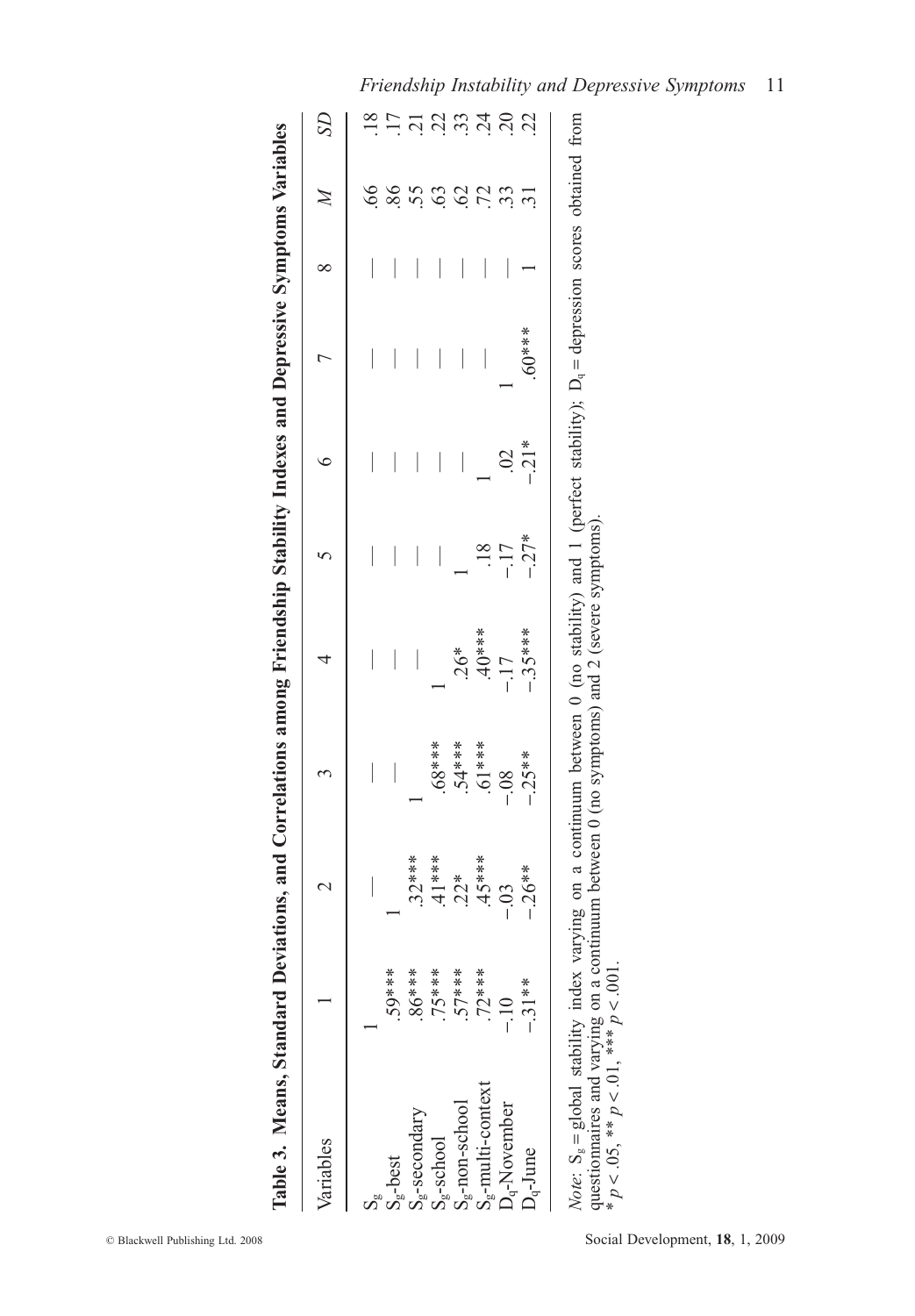**Table 3. Means, Standard Deviations, and Correlations among Friendship Stability Indexes and Depressive Symptoms Variables**

| Variables | 1 | 2 | 3 | 4 | 5 | 6 | 7 | 8 | *M* | *SD* |
|---|---|---|---|---|---|---|---|---|---|---|
| $S_g$ | 1 | — | — | — | — | — | — | — | .66 | .18 |
| $S_g$-best | .59*** | 1 | — | — | — | — | — | — | .86 | .17 |
| $S_g$-secondary | .86*** | .32*** | 1 | — | — | — | — | — | .55 | .21 |
| $S_g$-school | .75*** | .41*** | .68*** | 1 | — | — | — | — | .63 | .22 |
| $S_g$-non-school | .57*** | .22* | .54*** | .26* | 1 | — | — | — | .62 | .33 |
| $S_g$-multi-context | .72*** | .45*** | .61*** | .40*** | .18 | 1 | — | — | .72 | .24 |
| $D_q$-November | −.10 | −.03 | −.08 | −.17 | −.17 | .02 | 1 | — | .33 | .20 |
| $D_q$-June | −.31** | −.26** | −.25** | −.35*** | −.27* | −.21* | .60*** | 1 | .31 | .22 |

*Note*: $S_g$ = global stability index varying on a continuum between 0 (no stability) and 1 (perfect stability); $D_q$ = depression scores obtained from questionnaires and varying on a continuum between 0 (no symptoms) and 2 (severe symptoms).
\* $p < .05$, \*\* $p < .01$, \*\*\* $p < .001$.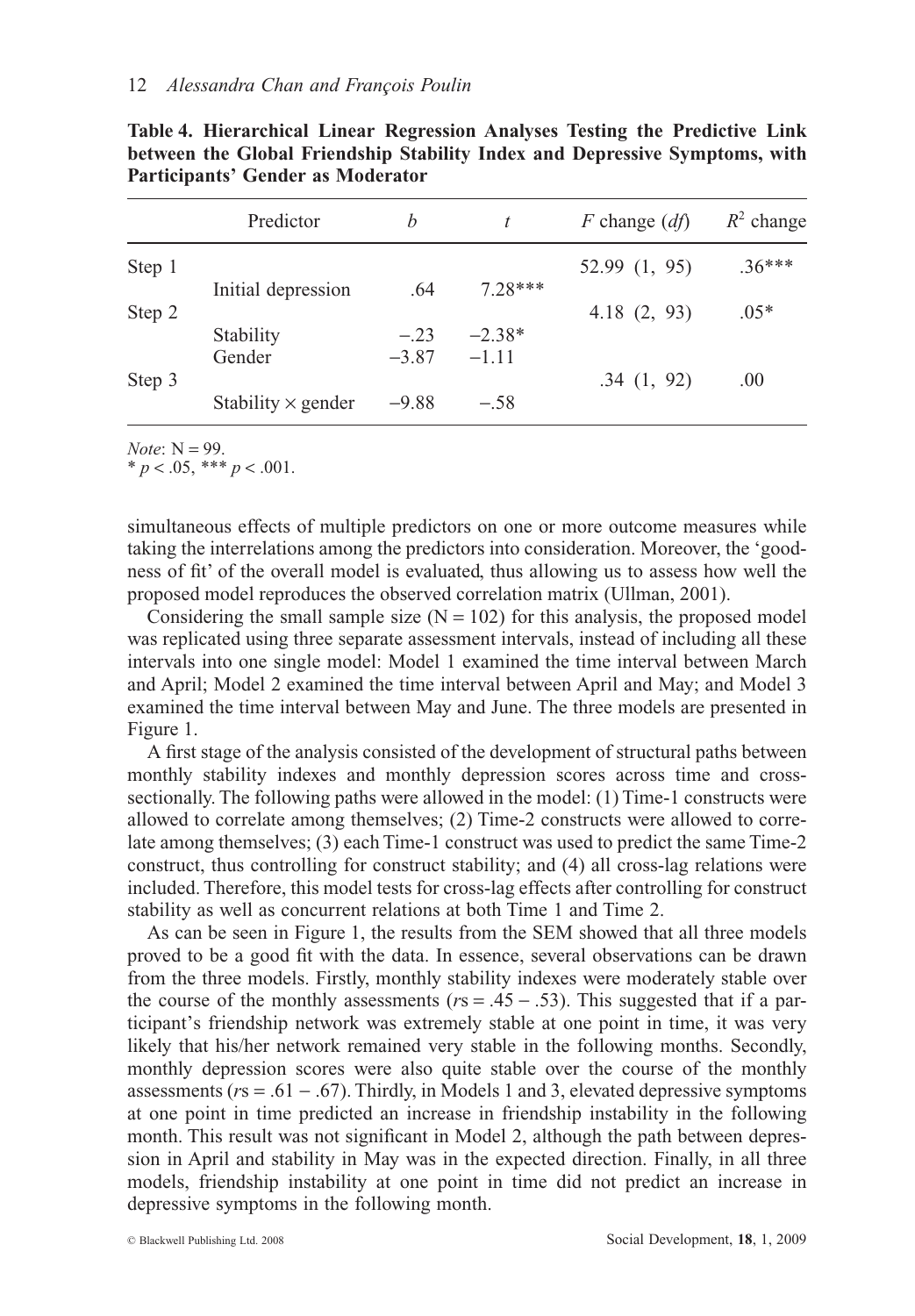**Table 4. Hierarchical Linear Regression Analyses Testing the Predictive Link between the Global Friendship Stability Index and Depressive Symptoms, with Participants' Gender as Moderator**

| | Predictor | $b$ | $t$ | $F$ change ($df$) | $R^2$ change |
|---|---|---|---|---|---|
| Step 1 | | | | 52.99 (1, 95) | .36*** |
| | Initial depression | .64 | 7.28*** | | |
| Step 2 | | | | 4.18 (2, 93) | .05* |
| | Stability | −.23 | −2.38* | | |
| | Gender | −3.87 | −1.11 | | |
| Step 3 | | | | .34 (1, 92) | .00 |
| | Stability × gender | −9.88 | −.58 | | |

*Note*: N = 99.
\* $p < .05$, \*\*\* $p < .001$.

simultaneous effects of multiple predictors on one or more outcome measures while taking the interrelations among the predictors into consideration. Moreover, the 'goodness of fit' of the overall model is evaluated, thus allowing us to assess how well the proposed model reproduces the observed correlation matrix (Ullman, 2001).

Considering the small sample size (N = 102) for this analysis, the proposed model was replicated using three separate assessment intervals, instead of including all these intervals into one single model: Model 1 examined the time interval between March and April; Model 2 examined the time interval between April and May; and Model 3 examined the time interval between May and June. The three models are presented in Figure 1.

A first stage of the analysis consisted of the development of structural paths between monthly stability indexes and monthly depression scores across time and cross-sectionally. The following paths were allowed in the model: (1) Time-1 constructs were allowed to correlate among themselves; (2) Time-2 constructs were allowed to correlate among themselves; (3) each Time-1 construct was used to predict the same Time-2 construct, thus controlling for construct stability; and (4) all cross-lag relations were included. Therefore, this model tests for cross-lag effects after controlling for construct stability as well as concurrent relations at both Time 1 and Time 2.

As can be seen in Figure 1, the results from the SEM showed that all three models proved to be a good fit with the data. In essence, several observations can be drawn from the three models. Firstly, monthly stability indexes were moderately stable over the course of the monthly assessments ($r$s = .45 − .53). This suggested that if a participant's friendship network was extremely stable at one point in time, it was very likely that his/her network remained very stable in the following months. Secondly, monthly depression scores were also quite stable over the course of the monthly assessments ($r$s = .61 − .67). Thirdly, in Models 1 and 3, elevated depressive symptoms at one point in time predicted an increase in friendship instability in the following month. This result was not significant in Model 2, although the path between depression in April and stability in May was in the expected direction. Finally, in all three models, friendship instability at one point in time did not predict an increase in depressive symptoms in the following month.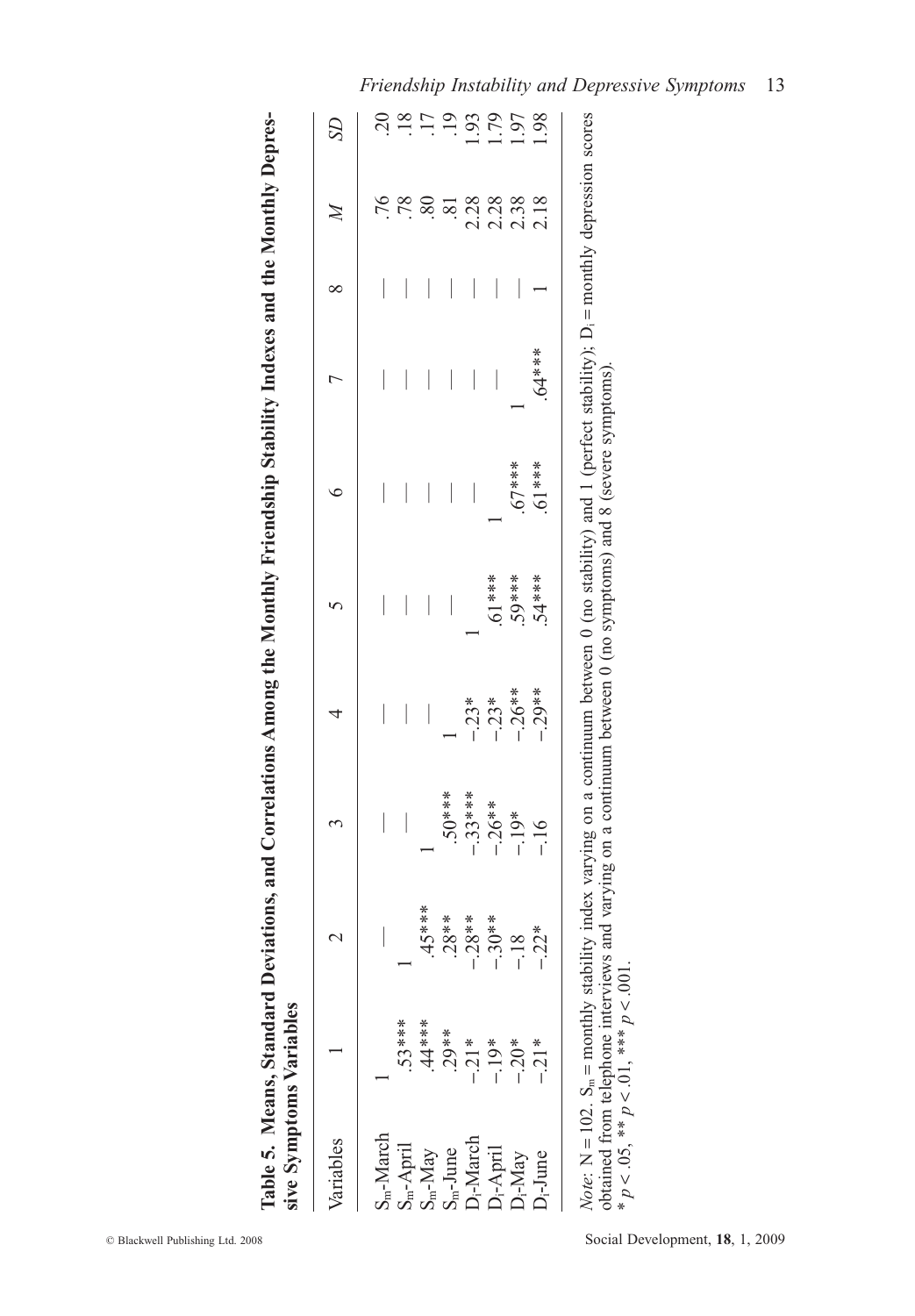**Table 5. Means, Standard Deviations, and Correlations Among the Monthly Friendship Stability Indexes and the Monthly Depressive Symptoms Variables**

| Variables | 1 | 2 | 3 | 4 | 5 | 6 | 7 | 8 | *M* | *SD* |
|---|---|---|---|---|---|---|---|---|---|---|
| $S_m$-March | 1 | — | — | — | — | — | — | — | .76 | .20 |
| $S_m$-April | .53*** | 1 | — | — | — | — | — | — | .78 | .18 |
| $S_m$-May | .44*** | .45*** | 1 | — | — | — | — | — | .80 | .17 |
| $S_m$-June | .29** | .28** | .50*** | 1 | — | — | — | — | .81 | .19 |
| $D_i$-March | -.21* | -.28** | -.33*** | -.23* | 1 | — | — | — | 2.28 | 1.93 |
| $D_i$-April | -.19* | -.30** | -.26** | -.23* | .61*** | 1 | — | — | 2.28 | 1.79 |
| $D_i$-May | -.20* | -.18 | -.19* | -.26** | .59*** | .67*** | 1 | — | 2.38 | 1.97 |
| $D_i$-June | -.21* | -.22* | -.16 | -.29** | .54*** | .61*** | .64*** | 1 | 2.18 | 1.98 |

*Note*: N = 102. $S_m$ = monthly stability index varying on a continuum between 0 (no stability) and 1 (perfect stability); $D_i$ = monthly depression scores obtained from telephone interviews and varying on a continuum between 0 (no symptoms) and 8 (severe symptoms).
* $p < .05$, ** $p < .01$, *** $p < .001$.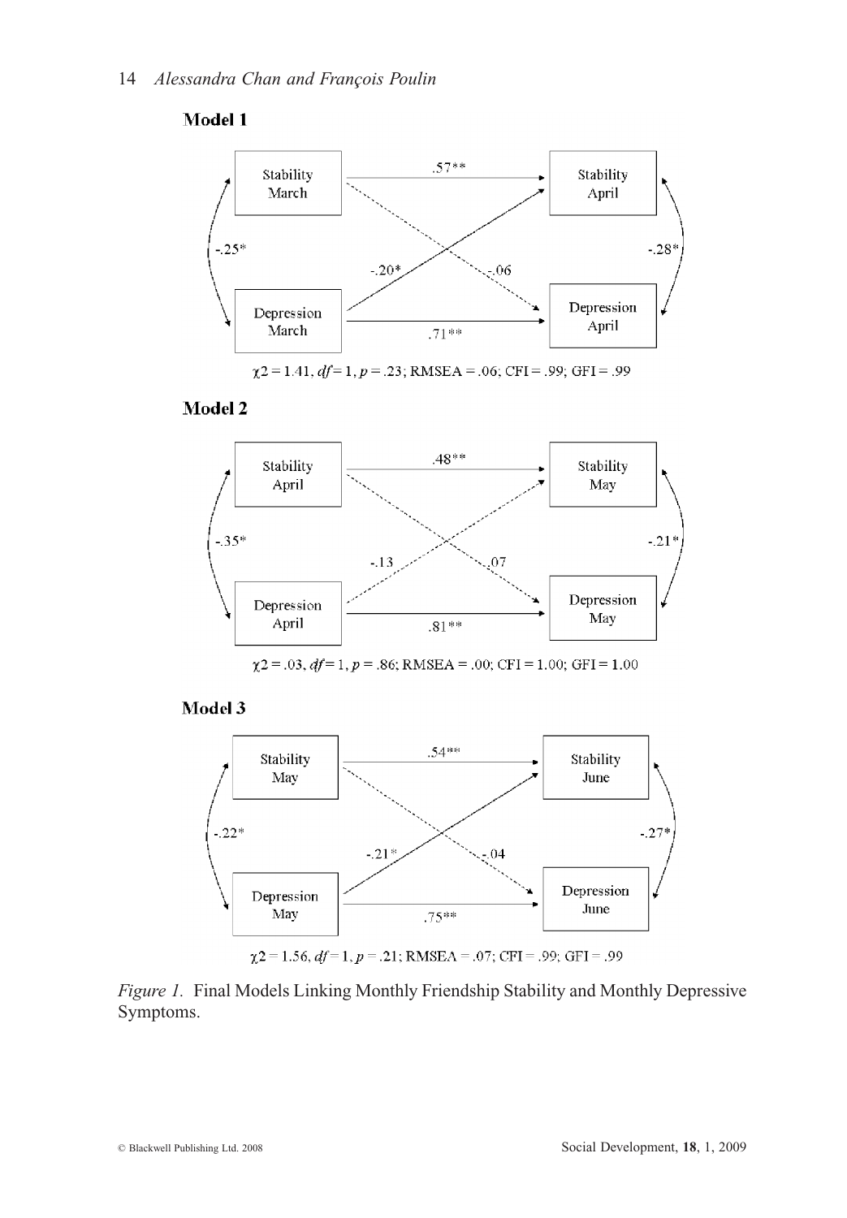**Model 1**

$\chi 2 = 1.41$, $df = 1$, $p = .23$; RMSEA = .06; CFI = .99; GFI = .99

**Model 2**

$\chi 2 = .03$, $df = 1$, $p = .86$; RMSEA = .00; CFI = 1.00; GFI = 1.00

**Model 3**

$\chi 2 = 1.56$, $df = 1$, $p = .21$; RMSEA = .07; CFI = .99; GFI = .99

*Figure 1.* Final Models Linking Monthly Friendship Stability and Monthly Depressive Symptoms.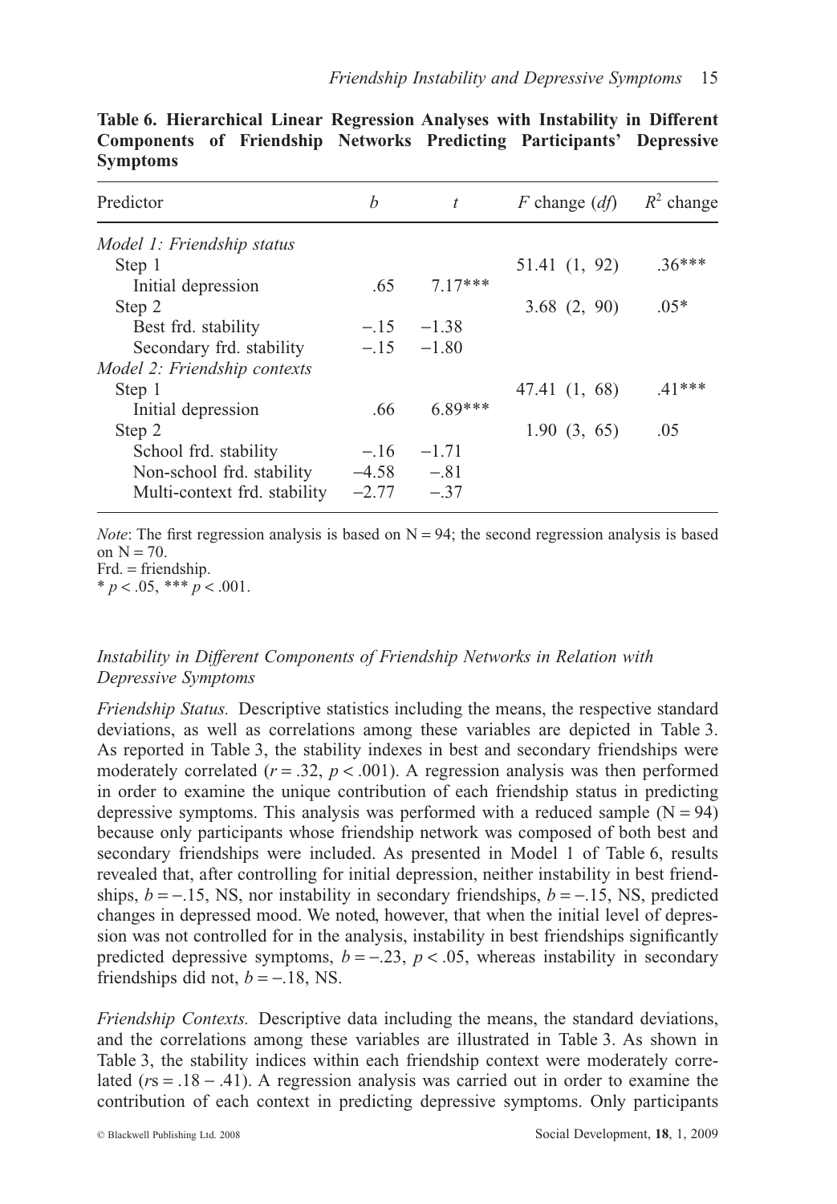**Table 6. Hierarchical Linear Regression Analyses with Instability in Different Components of Friendship Networks Predicting Participants' Depressive Symptoms**

| Predictor | $b$ | $t$ | $F$ change ($df$) | $R^2$ change |
|---|---|---|---|---|
| *Model 1: Friendship status* | | | | |
| Step 1 | | | 51.41 (1, 92) | .36*** |
| Initial depression | .65 | 7.17*** | | |
| Step 2 | | | 3.68 (2, 90) | .05* |
| Best frd. stability | −.15 | −1.38 | | |
| Secondary frd. stability | −.15 | −1.80 | | |
| *Model 2: Friendship contexts* | | | | |
| Step 1 | | | 47.41 (1, 68) | .41*** |
| Initial depression | .66 | 6.89*** | | |
| Step 2 | | | 1.90 (3, 65) | .05 |
| School frd. stability | −.16 | −1.71 | | |
| Non-school frd. stability | −4.58 | −.81 | | |
| Multi-context frd. stability | −2.77 | −.37 | | |

*Note*: The first regression analysis is based on N = 94; the second regression analysis is based on N = 70.
Frd. = friendship.
* $p < .05$, *** $p < .001$.

### *Instability in Different Components of Friendship Networks in Relation with Depressive Symptoms*

*Friendship Status.* Descriptive statistics including the means, the respective standard deviations, as well as correlations among these variables are depicted in Table 3. As reported in Table 3, the stability indexes in best and secondary friendships were moderately correlated ($r = .32$, $p < .001$). A regression analysis was then performed in order to examine the unique contribution of each friendship status in predicting depressive symptoms. This analysis was performed with a reduced sample (N = 94) because only participants whose friendship network was composed of both best and secondary friendships were included. As presented in Model 1 of Table 6, results revealed that, after controlling for initial depression, neither instability in best friendships, $b = -.15$, NS, nor instability in secondary friendships, $b = -.15$, NS, predicted changes in depressed mood. We noted, however, that when the initial level of depression was not controlled for in the analysis, instability in best friendships significantly predicted depressive symptoms, $b = -.23$, $p < .05$, whereas instability in secondary friendships did not, $b = -.18$, NS.

*Friendship Contexts.* Descriptive data including the means, the standard deviations, and the correlations among these variables are illustrated in Table 3. As shown in Table 3, the stability indices within each friendship context were moderately correlated ($r$s = .18 − .41). A regression analysis was carried out in order to examine the contribution of each context in predicting depressive symptoms. Only participants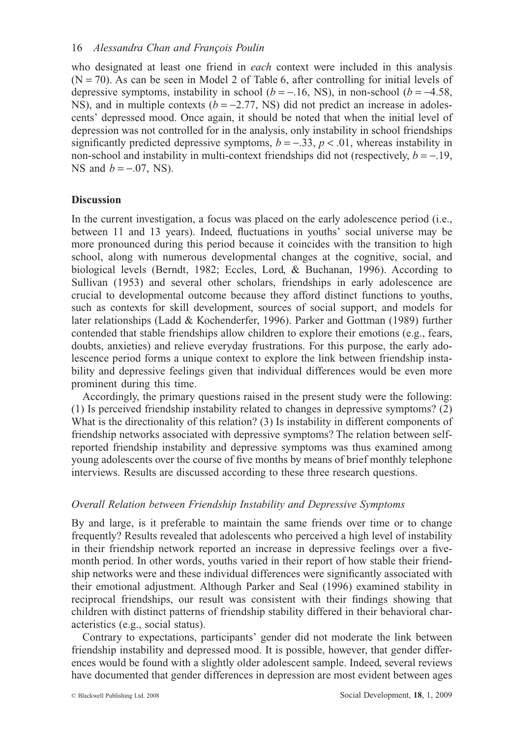who designated at least one friend in *each* context were included in this analysis ($N = 70$). As can be seen in Model 2 of Table 6, after controlling for initial levels of depressive symptoms, instability in school ($b = -.16$, NS), in non-school ($b = -4.58$, NS), and in multiple contexts ($b = -2.77$, NS) did not predict an increase in adolescents' depressed mood. Once again, it should be noted that when the initial level of depression was not controlled for in the analysis, only instability in school friendships significantly predicted depressive symptoms, $b = -.33$, $p < .01$, whereas instability in non-school and instability in multi-context friendships did not (respectively, $b = -.19$, NS and $b = -.07$, NS).

## Discussion

In the current investigation, a focus was placed on the early adolescence period (i.e., between 11 and 13 years). Indeed, fluctuations in youths' social universe may be more pronounced during this period because it coincides with the transition to high school, along with numerous developmental changes at the cognitive, social, and biological levels (Berndt, 1982; Eccles, Lord, & Buchanan, 1996). According to Sullivan (1953) and several other scholars, friendships in early adolescence are crucial to developmental outcome because they afford distinct functions to youths, such as contexts for skill development, sources of social support, and models for later relationships (Ladd & Kochenderfer, 1996). Parker and Gottman (1989) further contended that stable friendships allow children to explore their emotions (e.g., fears, doubts, anxieties) and relieve everyday frustrations. For this purpose, the early adolescence period forms a unique context to explore the link between friendship instability and depressive feelings given that individual differences would be even more prominent during this time.

Accordingly, the primary questions raised in the present study were the following: (1) Is perceived friendship instability related to changes in depressive symptoms? (2) What is the directionality of this relation? (3) Is instability in different components of friendship networks associated with depressive symptoms? The relation between self-reported friendship instability and depressive symptoms was thus examined among young adolescents over the course of five months by means of brief monthly telephone interviews. Results are discussed according to these three research questions.

### *Overall Relation between Friendship Instability and Depressive Symptoms*

By and large, is it preferable to maintain the same friends over time or to change frequently? Results revealed that adolescents who perceived a high level of instability in their friendship network reported an increase in depressive feelings over a five-month period. In other words, youths varied in their report of how stable their friendship networks were and these individual differences were significantly associated with their emotional adjustment. Although Parker and Seal (1996) examined stability in reciprocal friendships, our result was consistent with their findings showing that children with distinct patterns of friendship stability differed in their behavioral characteristics (e.g., social status).

Contrary to expectations, participants' gender did not moderate the link between friendship instability and depressed mood. It is possible, however, that gender differences would be found with a slightly older adolescent sample. Indeed, several reviews have documented that gender differences in depression are most evident between ages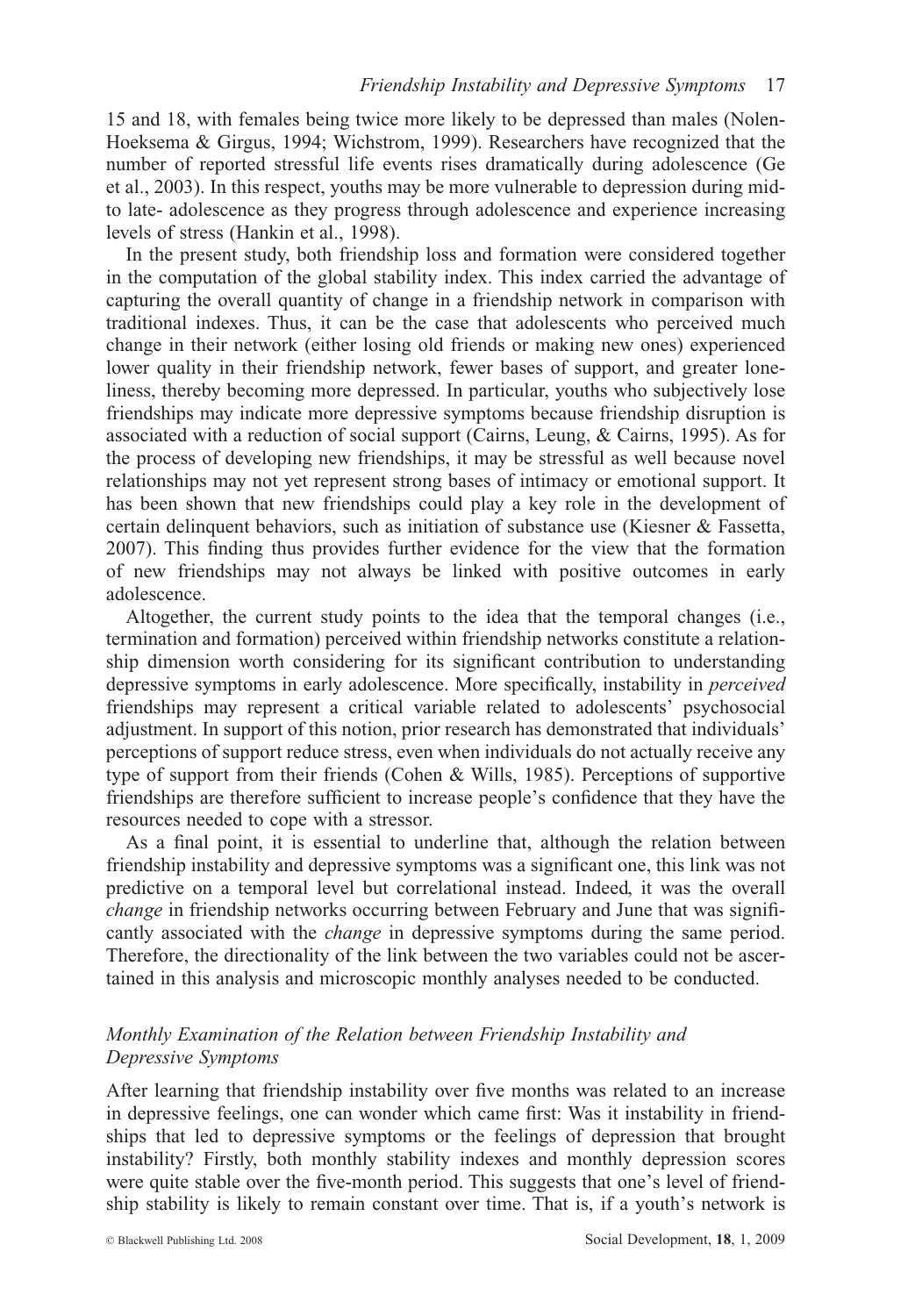15 and 18, with females being twice more likely to be depressed than males (Nolen-Hoeksema & Girgus, 1994; Wichstrom, 1999). Researchers have recognized that the number of reported stressful life events rises dramatically during adolescence (Ge et al., 2003). In this respect, youths may be more vulnerable to depression during mid- to late- adolescence as they progress through adolescence and experience increasing levels of stress (Hankin et al., 1998).

In the present study, both friendship loss and formation were considered together in the computation of the global stability index. This index carried the advantage of capturing the overall quantity of change in a friendship network in comparison with traditional indexes. Thus, it can be the case that adolescents who perceived much change in their network (either losing old friends or making new ones) experienced lower quality in their friendship network, fewer bases of support, and greater loneliness, thereby becoming more depressed. In particular, youths who subjectively lose friendships may indicate more depressive symptoms because friendship disruption is associated with a reduction of social support (Cairns, Leung, & Cairns, 1995). As for the process of developing new friendships, it may be stressful as well because novel relationships may not yet represent strong bases of intimacy or emotional support. It has been shown that new friendships could play a key role in the development of certain delinquent behaviors, such as initiation of substance use (Kiesner & Fassetta, 2007). This finding thus provides further evidence for the view that the formation of new friendships may not always be linked with positive outcomes in early adolescence.

Altogether, the current study points to the idea that the temporal changes (i.e., termination and formation) perceived within friendship networks constitute a relationship dimension worth considering for its significant contribution to understanding depressive symptoms in early adolescence. More specifically, instability in *perceived* friendships may represent a critical variable related to adolescents' psychosocial adjustment. In support of this notion, prior research has demonstrated that individuals' perceptions of support reduce stress, even when individuals do not actually receive any type of support from their friends (Cohen & Wills, 1985). Perceptions of supportive friendships are therefore sufficient to increase people's confidence that they have the resources needed to cope with a stressor.

As a final point, it is essential to underline that, although the relation between friendship instability and depressive symptoms was a significant one, this link was not predictive on a temporal level but correlational instead. Indeed, it was the overall *change* in friendship networks occurring between February and June that was significantly associated with the *change* in depressive symptoms during the same period. Therefore, the directionality of the link between the two variables could not be ascertained in this analysis and microscopic monthly analyses needed to be conducted.

### *Monthly Examination of the Relation between Friendship Instability and Depressive Symptoms*

After learning that friendship instability over five months was related to an increase in depressive feelings, one can wonder which came first: Was it instability in friendships that led to depressive symptoms or the feelings of depression that brought instability? Firstly, both monthly stability indexes and monthly depression scores were quite stable over the five-month period. This suggests that one's level of friendship stability is likely to remain constant over time. That is, if a youth's network is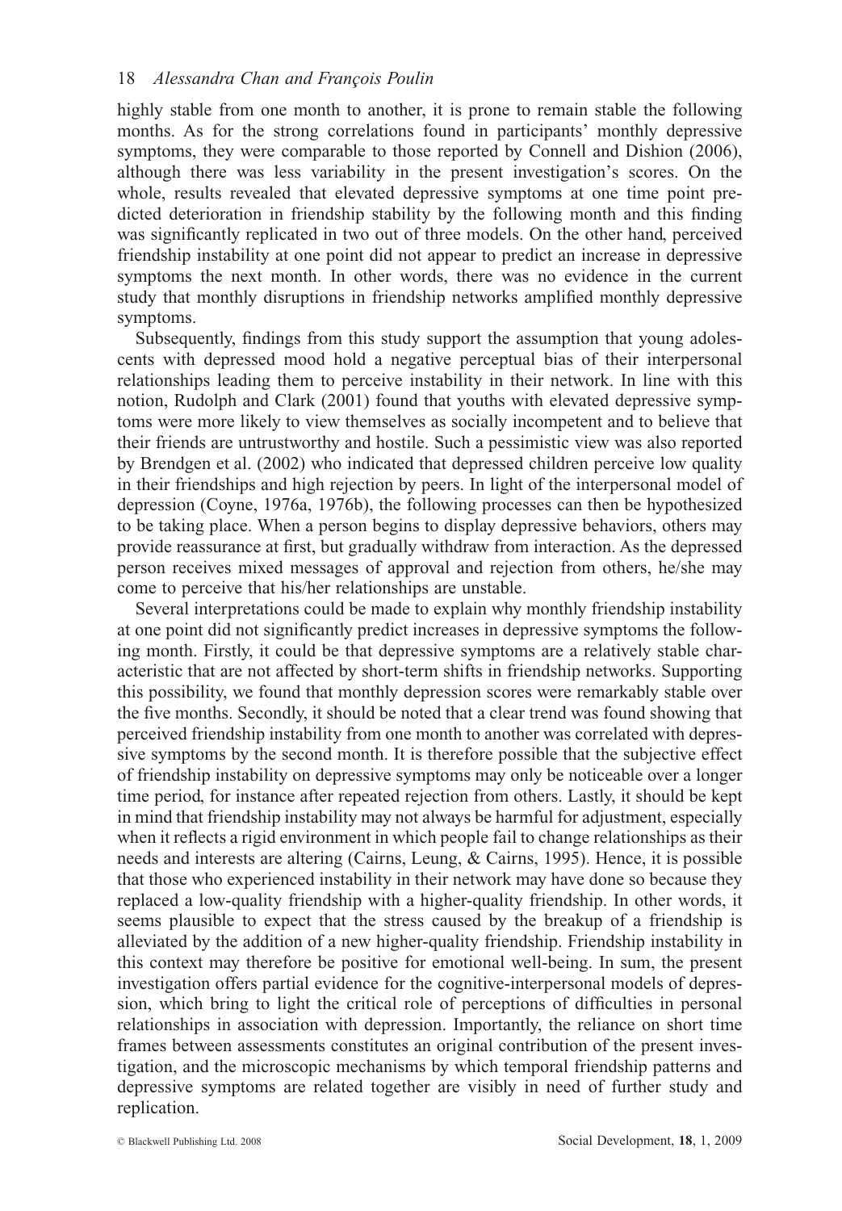highly stable from one month to another, it is prone to remain stable the following months. As for the strong correlations found in participants' monthly depressive symptoms, they were comparable to those reported by Connell and Dishion (2006), although there was less variability in the present investigation's scores. On the whole, results revealed that elevated depressive symptoms at one time point predicted deterioration in friendship stability by the following month and this finding was significantly replicated in two out of three models. On the other hand, perceived friendship instability at one point did not appear to predict an increase in depressive symptoms the next month. In other words, there was no evidence in the current study that monthly disruptions in friendship networks amplified monthly depressive symptoms.

Subsequently, findings from this study support the assumption that young adolescents with depressed mood hold a negative perceptual bias of their interpersonal relationships leading them to perceive instability in their network. In line with this notion, Rudolph and Clark (2001) found that youths with elevated depressive symptoms were more likely to view themselves as socially incompetent and to believe that their friends are untrustworthy and hostile. Such a pessimistic view was also reported by Brendgen et al. (2002) who indicated that depressed children perceive low quality in their friendships and high rejection by peers. In light of the interpersonal model of depression (Coyne, 1976a, 1976b), the following processes can then be hypothesized to be taking place. When a person begins to display depressive behaviors, others may provide reassurance at first, but gradually withdraw from interaction. As the depressed person receives mixed messages of approval and rejection from others, he/she may come to perceive that his/her relationships are unstable.

Several interpretations could be made to explain why monthly friendship instability at one point did not significantly predict increases in depressive symptoms the following month. Firstly, it could be that depressive symptoms are a relatively stable characteristic that are not affected by short-term shifts in friendship networks. Supporting this possibility, we found that monthly depression scores were remarkably stable over the five months. Secondly, it should be noted that a clear trend was found showing that perceived friendship instability from one month to another was correlated with depressive symptoms by the second month. It is therefore possible that the subjective effect of friendship instability on depressive symptoms may only be noticeable over a longer time period, for instance after repeated rejection from others. Lastly, it should be kept in mind that friendship instability may not always be harmful for adjustment, especially when it reflects a rigid environment in which people fail to change relationships as their needs and interests are altering (Cairns, Leung, & Cairns, 1995). Hence, it is possible that those who experienced instability in their network may have done so because they replaced a low-quality friendship with a higher-quality friendship. In other words, it seems plausible to expect that the stress caused by the breakup of a friendship is alleviated by the addition of a new higher-quality friendship. Friendship instability in this context may therefore be positive for emotional well-being. In sum, the present investigation offers partial evidence for the cognitive-interpersonal models of depression, which bring to light the critical role of perceptions of difficulties in personal relationships in association with depression. Importantly, the reliance on short time frames between assessments constitutes an original contribution of the present investigation, and the microscopic mechanisms by which temporal friendship patterns and depressive symptoms are related together are visibly in need of further study and replication.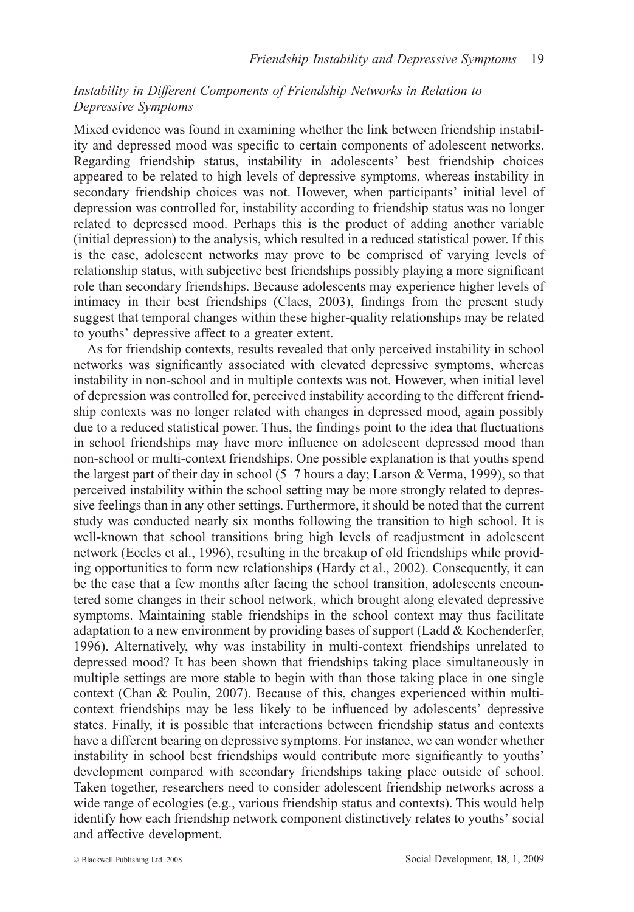### *Instability in Different Components of Friendship Networks in Relation to Depressive Symptoms*

Mixed evidence was found in examining whether the link between friendship instability and depressed mood was specific to certain components of adolescent networks. Regarding friendship status, instability in adolescents' best friendship choices appeared to be related to high levels of depressive symptoms, whereas instability in secondary friendship choices was not. However, when participants' initial level of depression was controlled for, instability according to friendship status was no longer related to depressed mood. Perhaps this is the product of adding another variable (initial depression) to the analysis, which resulted in a reduced statistical power. If this is the case, adolescent networks may prove to be comprised of varying levels of relationship status, with subjective best friendships possibly playing a more significant role than secondary friendships. Because adolescents may experience higher levels of intimacy in their best friendships (Claes, 2003), findings from the present study suggest that temporal changes within these higher-quality relationships may be related to youths' depressive affect to a greater extent.

As for friendship contexts, results revealed that only perceived instability in school networks was significantly associated with elevated depressive symptoms, whereas instability in non-school and in multiple contexts was not. However, when initial level of depression was controlled for, perceived instability according to the different friendship contexts was no longer related with changes in depressed mood, again possibly due to a reduced statistical power. Thus, the findings point to the idea that fluctuations in school friendships may have more influence on adolescent depressed mood than non-school or multi-context friendships. One possible explanation is that youths spend the largest part of their day in school (5–7 hours a day; Larson & Verma, 1999), so that perceived instability within the school setting may be more strongly related to depressive feelings than in any other settings. Furthermore, it should be noted that the current study was conducted nearly six months following the transition to high school. It is well-known that school transitions bring high levels of readjustment in adolescent network (Eccles et al., 1996), resulting in the breakup of old friendships while providing opportunities to form new relationships (Hardy et al., 2002). Consequently, it can be the case that a few months after facing the school transition, adolescents encountered some changes in their school network, which brought along elevated depressive symptoms. Maintaining stable friendships in the school context may thus facilitate adaptation to a new environment by providing bases of support (Ladd & Kochenderfer, 1996). Alternatively, why was instability in multi-context friendships unrelated to depressed mood? It has been shown that friendships taking place simultaneously in multiple settings are more stable to begin with than those taking place in one single context (Chan & Poulin, 2007). Because of this, changes experienced within multi-context friendships may be less likely to be influenced by adolescents' depressive states. Finally, it is possible that interactions between friendship status and contexts have a different bearing on depressive symptoms. For instance, we can wonder whether instability in school best friendships would contribute more significantly to youths' development compared with secondary friendships taking place outside of school. Taken together, researchers need to consider adolescent friendship networks across a wide range of ecologies (e.g., various friendship status and contexts). This would help identify how each friendship network component distinctively relates to youths' social and affective development.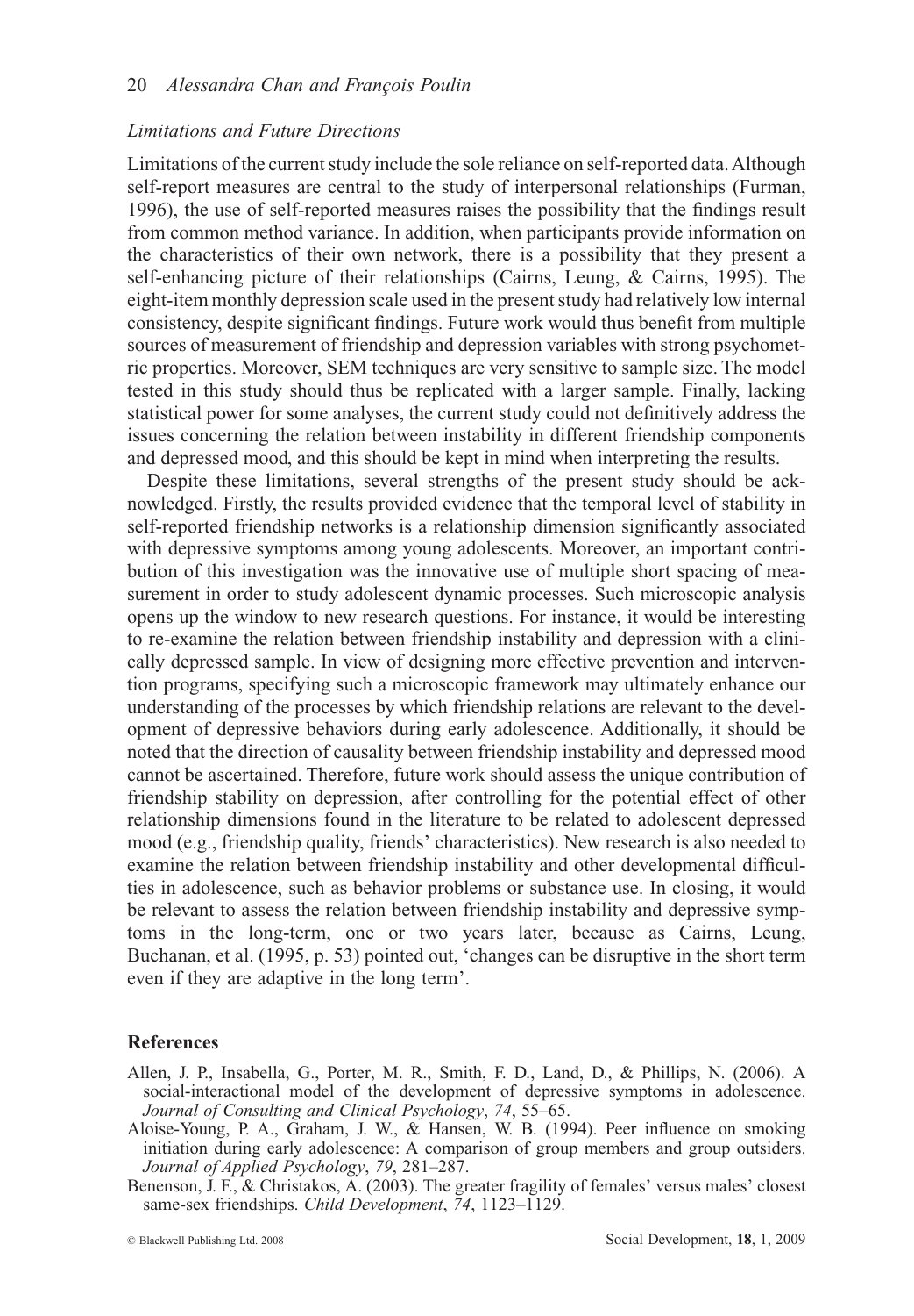### *Limitations and Future Directions*

Limitations of the current study include the sole reliance on self-reported data. Although self-report measures are central to the study of interpersonal relationships (Furman, 1996), the use of self-reported measures raises the possibility that the findings result from common method variance. In addition, when participants provide information on the characteristics of their own network, there is a possibility that they present a self-enhancing picture of their relationships (Cairns, Leung, & Cairns, 1995). The eight-item monthly depression scale used in the present study had relatively low internal consistency, despite significant findings. Future work would thus benefit from multiple sources of measurement of friendship and depression variables with strong psychometric properties. Moreover, SEM techniques are very sensitive to sample size. The model tested in this study should thus be replicated with a larger sample. Finally, lacking statistical power for some analyses, the current study could not definitively address the issues concerning the relation between instability in different friendship components and depressed mood, and this should be kept in mind when interpreting the results.

Despite these limitations, several strengths of the present study should be acknowledged. Firstly, the results provided evidence that the temporal level of stability in self-reported friendship networks is a relationship dimension significantly associated with depressive symptoms among young adolescents. Moreover, an important contribution of this investigation was the innovative use of multiple short spacing of measurement in order to study adolescent dynamic processes. Such microscopic analysis opens up the window to new research questions. For instance, it would be interesting to re-examine the relation between friendship instability and depression with a clinically depressed sample. In view of designing more effective prevention and intervention programs, specifying such a microscopic framework may ultimately enhance our understanding of the processes by which friendship relations are relevant to the development of depressive behaviors during early adolescence. Additionally, it should be noted that the direction of causality between friendship instability and depressed mood cannot be ascertained. Therefore, future work should assess the unique contribution of friendship stability on depression, after controlling for the potential effect of other relationship dimensions found in the literature to be related to adolescent depressed mood (e.g., friendship quality, friends' characteristics). New research is also needed to examine the relation between friendship instability and other developmental difficulties in adolescence, such as behavior problems or substance use. In closing, it would be relevant to assess the relation between friendship instability and depressive symptoms in the long-term, one or two years later, because as Cairns, Leung, Buchanan, et al. (1995, p. 53) pointed out, 'changes can be disruptive in the short term even if they are adaptive in the long term'.

## References

Allen, J. P., Insabella, G., Porter, M. R., Smith, F. D., Land, D., & Phillips, N. (2006). A social-interactional model of the development of depressive symptoms in adolescence. *Journal of Consulting and Clinical Psychology*, *74*, 55–65.

Aloise-Young, P. A., Graham, J. W., & Hansen, W. B. (1994). Peer influence on smoking initiation during early adolescence: A comparison of group members and group outsiders. *Journal of Applied Psychology*, *79*, 281–287.

Benenson, J. F., & Christakos, A. (2003). The greater fragility of females' versus males' closest same-sex friendships. *Child Development*, *74*, 1123–1129.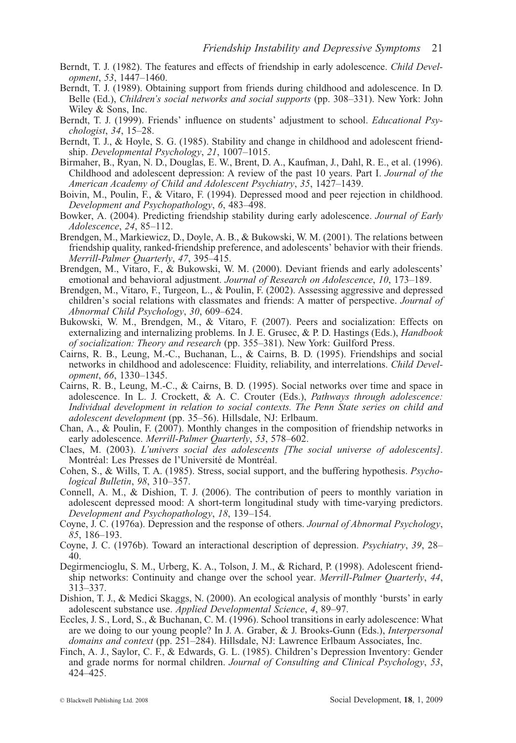Berndt, T. J. (1982). The features and effects of friendship in early adolescence. *Child Development*, *53*, 1447–1460.

Berndt, T. J. (1989). Obtaining support from friends during childhood and adolescence. In D. Belle (Ed.), *Children's social networks and social supports* (pp. 308–331). New York: John Wiley & Sons, Inc.

Berndt, T. J. (1999). Friends' influence on students' adjustment to school. *Educational Psychologist*, *34*, 15–28.

Berndt, T. J., & Hoyle, S. G. (1985). Stability and change in childhood and adolescent friendship. *Developmental Psychology*, *21*, 1007–1015.

Birmaher, B., Ryan, N. D., Douglas, E. W., Brent, D. A., Kaufman, J., Dahl, R. E., et al. (1996). Childhood and adolescent depression: A review of the past 10 years. Part I. *Journal of the American Academy of Child and Adolescent Psychiatry*, *35*, 1427–1439.

Boivin, M., Poulin, F., & Vitaro, F. (1994). Depressed mood and peer rejection in childhood. *Development and Psychopathology*, *6*, 483–498.

Bowker, A. (2004). Predicting friendship stability during early adolescence. *Journal of Early Adolescence*, *24*, 85–112.

Brendgen, M., Markiewicz, D., Doyle, A. B., & Bukowski, W. M. (2001). The relations between friendship quality, ranked-friendship preference, and adolescents' behavior with their friends. *Merrill-Palmer Quarterly*, *47*, 395–415.

Brendgen, M., Vitaro, F., & Bukowski, W. M. (2000). Deviant friends and early adolescents' emotional and behavioral adjustment. *Journal of Research on Adolescence*, *10*, 173–189.

Brendgen, M., Vitaro, F., Turgeon, L., & Poulin, F. (2002). Assessing aggressive and depressed children's social relations with classmates and friends: A matter of perspective. *Journal of Abnormal Child Psychology*, *30*, 609–624.

Bukowski, W. M., Brendgen, M., & Vitaro, F. (2007). Peers and socialization: Effects on externalizing and internalizing problems. In J. E. Grusec, & P. D. Hastings (Eds.), *Handbook of socialization: Theory and research* (pp. 355–381). New York: Guilford Press.

Cairns, R. B., Leung, M.-C., Buchanan, L., & Cairns, B. D. (1995). Friendships and social networks in childhood and adolescence: Fluidity, reliability, and interrelations. *Child Development*, *66*, 1330–1345.

Cairns, R. B., Leung, M.-C., & Cairns, B. D. (1995). Social networks over time and space in adolescence. In L. J. Crockett, & A. C. Crouter (Eds.), *Pathways through adolescence: Individual development in relation to social contexts. The Penn State series on child and adolescent development* (pp. 35–56). Hillsdale, NJ: Erlbaum.

Chan, A., & Poulin, F. (2007). Monthly changes in the composition of friendship networks in early adolescence. *Merrill-Palmer Quarterly*, *53*, 578–602.

Claes, M. (2003). *L'univers social des adolescents [The social universe of adolescents]*. Montréal: Les Presses de l'Université de Montréal.

Cohen, S., & Wills, T. A. (1985). Stress, social support, and the buffering hypothesis. *Psychological Bulletin*, *98*, 310–357.

Connell, A. M., & Dishion, T. J. (2006). The contribution of peers to monthly variation in adolescent depressed mood: A short-term longitudinal study with time-varying predictors. *Development and Psychopathology*, *18*, 139–154.

Coyne, J. C. (1976a). Depression and the response of others. *Journal of Abnormal Psychology*, *85*, 186–193.

Coyne, J. C. (1976b). Toward an interactional description of depression. *Psychiatry*, *39*, 28–40.

Degirmencioglu, S. M., Urberg, K. A., Tolson, J. M., & Richard, P. (1998). Adolescent friendship networks: Continuity and change over the school year. *Merrill-Palmer Quarterly*, *44*, 313–337.

Dishion, T. J., & Medici Skaggs, N. (2000). An ecological analysis of monthly 'bursts' in early adolescent substance use. *Applied Developmental Science*, *4*, 89–97.

Eccles, J. S., Lord, S., & Buchanan, C. M. (1996). School transitions in early adolescence: What are we doing to our young people? In J. A. Graber, & J. Brooks-Gunn (Eds.), *Interpersonal domains and context* (pp. 251–284). Hillsdale, NJ: Lawrence Erlbaum Associates, Inc.

Finch, A. J., Saylor, C. F., & Edwards, G. L. (1985). Children's Depression Inventory: Gender and grade norms for normal children. *Journal of Consulting and Clinical Psychology*, *53*, 424–425.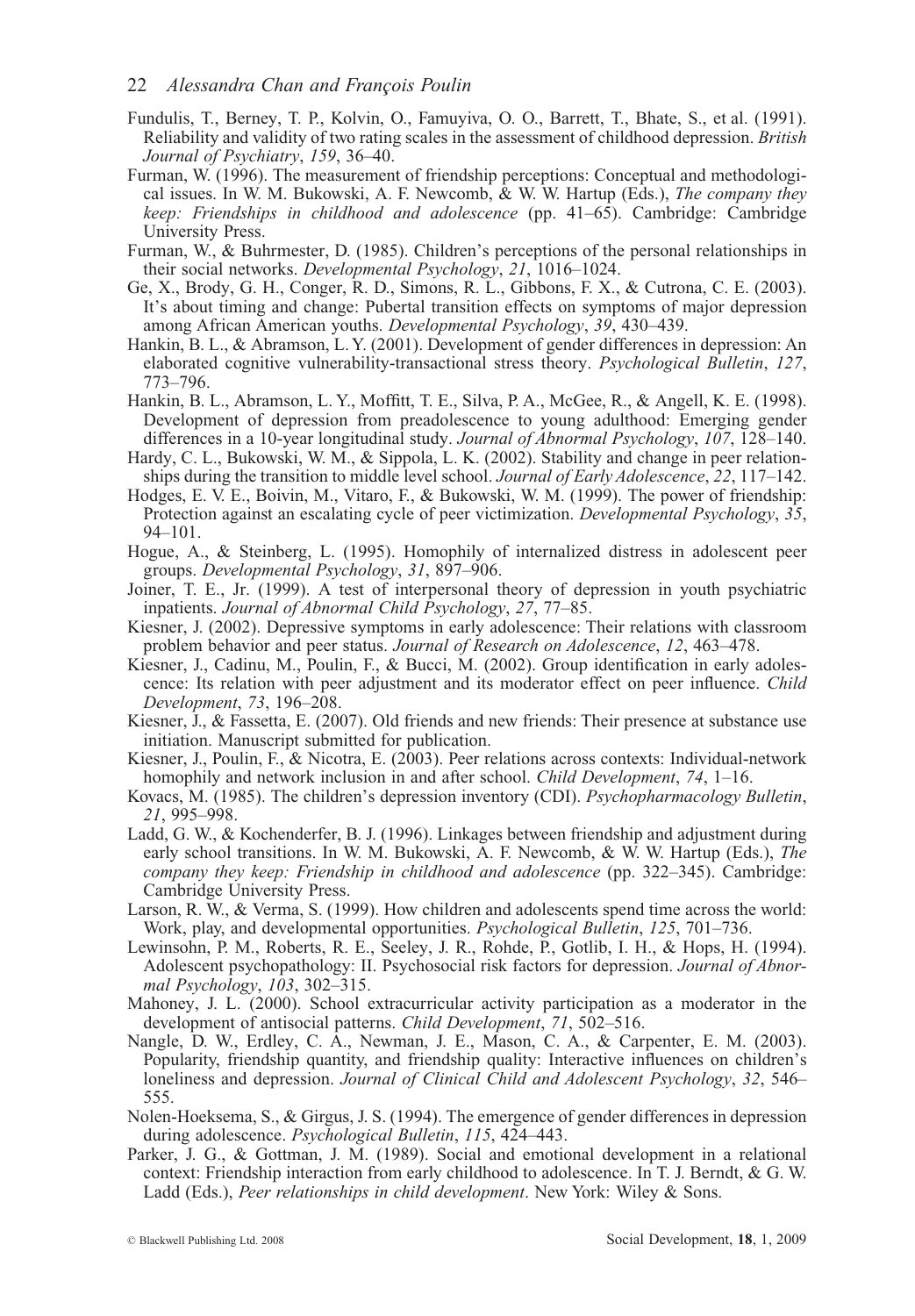Fundulis, T., Berney, T. P., Kolvin, O., Famuyiva, O. O., Barrett, T., Bhate, S., et al. (1991). Reliability and validity of two rating scales in the assessment of childhood depression. *British Journal of Psychiatry*, *159*, 36–40.

Furman, W. (1996). The measurement of friendship perceptions: Conceptual and methodological issues. In W. M. Bukowski, A. F. Newcomb, & W. W. Hartup (Eds.), *The company they keep: Friendships in childhood and adolescence* (pp. 41–65). Cambridge: Cambridge University Press.

Furman, W., & Buhrmester, D. (1985). Children's perceptions of the personal relationships in their social networks. *Developmental Psychology*, *21*, 1016–1024.

Ge, X., Brody, G. H., Conger, R. D., Simons, R. L., Gibbons, F. X., & Cutrona, C. E. (2003). It's about timing and change: Pubertal transition effects on symptoms of major depression among African American youths. *Developmental Psychology*, *39*, 430–439.

Hankin, B. L., & Abramson, L. Y. (2001). Development of gender differences in depression: An elaborated cognitive vulnerability-transactional stress theory. *Psychological Bulletin*, *127*, 773–796.

Hankin, B. L., Abramson, L. Y., Moffitt, T. E., Silva, P. A., McGee, R., & Angell, K. E. (1998). Development of depression from preadolescence to young adulthood: Emerging gender differences in a 10-year longitudinal study. *Journal of Abnormal Psychology*, *107*, 128–140.

Hardy, C. L., Bukowski, W. M., & Sippola, L. K. (2002). Stability and change in peer relationships during the transition to middle level school. *Journal of Early Adolescence*, *22*, 117–142.

Hodges, E. V. E., Boivin, M., Vitaro, F., & Bukowski, W. M. (1999). The power of friendship: Protection against an escalating cycle of peer victimization. *Developmental Psychology*, *35*, 94–101.

Hogue, A., & Steinberg, L. (1995). Homophily of internalized distress in adolescent peer groups. *Developmental Psychology*, *31*, 897–906.

Joiner, T. E., Jr. (1999). A test of interpersonal theory of depression in youth psychiatric inpatients. *Journal of Abnormal Child Psychology*, *27*, 77–85.

Kiesner, J. (2002). Depressive symptoms in early adolescence: Their relations with classroom problem behavior and peer status. *Journal of Research on Adolescence*, *12*, 463–478.

Kiesner, J., Cadinu, M., Poulin, F., & Bucci, M. (2002). Group identification in early adolescence: Its relation with peer adjustment and its moderator effect on peer influence. *Child Development*, *73*, 196–208.

Kiesner, J., & Fassetta, E. (2007). Old friends and new friends: Their presence at substance use initiation. Manuscript submitted for publication.

Kiesner, J., Poulin, F., & Nicotra, E. (2003). Peer relations across contexts: Individual-network homophily and network inclusion in and after school. *Child Development*, *74*, 1–16.

Kovacs, M. (1985). The children's depression inventory (CDI). *Psychopharmacology Bulletin*, *21*, 995–998.

Ladd, G. W., & Kochenderfer, B. J. (1996). Linkages between friendship and adjustment during early school transitions. In W. M. Bukowski, A. F. Newcomb, & W. W. Hartup (Eds.), *The company they keep: Friendship in childhood and adolescence* (pp. 322–345). Cambridge: Cambridge University Press.

Larson, R. W., & Verma, S. (1999). How children and adolescents spend time across the world: Work, play, and developmental opportunities. *Psychological Bulletin*, *125*, 701–736.

Lewinsohn, P. M., Roberts, R. E., Seeley, J. R., Rohde, P., Gotlib, I. H., & Hops, H. (1994). Adolescent psychopathology: II. Psychosocial risk factors for depression. *Journal of Abnormal Psychology*, *103*, 302–315.

Mahoney, J. L. (2000). School extracurricular activity participation as a moderator in the development of antisocial patterns. *Child Development*, *71*, 502–516.

Nangle, D. W., Erdley, C. A., Newman, J. E., Mason, C. A., & Carpenter, E. M. (2003). Popularity, friendship quantity, and friendship quality: Interactive influences on children's loneliness and depression. *Journal of Clinical Child and Adolescent Psychology*, *32*, 546–555.

Nolen-Hoeksema, S., & Girgus, J. S. (1994). The emergence of gender differences in depression during adolescence. *Psychological Bulletin*, *115*, 424–443.

Parker, J. G., & Gottman, J. M. (1989). Social and emotional development in a relational context: Friendship interaction from early childhood to adolescence. In T. J. Berndt, & G. W. Ladd (Eds.), *Peer relationships in child development*. New York: Wiley & Sons.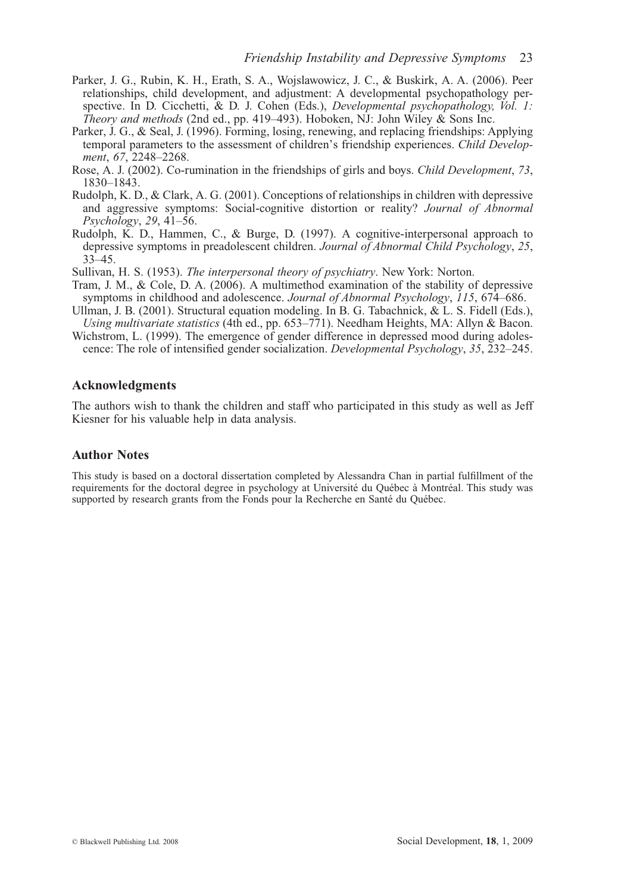Parker, J. G., Rubin, K. H., Erath, S. A., Wojslawowicz, J. C., & Buskirk, A. A. (2006). Peer relationships, child development, and adjustment: A developmental psychopathology perspective. In D. Cicchetti, & D. J. Cohen (Eds.), *Developmental psychopathology, Vol. 1: Theory and methods* (2nd ed., pp. 419–493). Hoboken, NJ: John Wiley & Sons Inc.

Parker, J. G., & Seal, J. (1996). Forming, losing, renewing, and replacing friendships: Applying temporal parameters to the assessment of children's friendship experiences. *Child Development*, *67*, 2248–2268.

Rose, A. J. (2002). Co-rumination in the friendships of girls and boys. *Child Development*, *73*, 1830–1843.

Rudolph, K. D., & Clark, A. G. (2001). Conceptions of relationships in children with depressive and aggressive symptoms: Social-cognitive distortion or reality? *Journal of Abnormal Psychology*, *29*, 41–56.

Rudolph, K. D., Hammen, C., & Burge, D. (1997). A cognitive-interpersonal approach to depressive symptoms in preadolescent children. *Journal of Abnormal Child Psychology*, *25*, 33–45.

Sullivan, H. S. (1953). *The interpersonal theory of psychiatry*. New York: Norton.

Tram, J. M., & Cole, D. A. (2006). A multimethod examination of the stability of depressive symptoms in childhood and adolescence. *Journal of Abnormal Psychology*, *115*, 674–686.

Ullman, J. B. (2001). Structural equation modeling. In B. G. Tabachnick, & L. S. Fidell (Eds.), *Using multivariate statistics* (4th ed., pp. 653–771). Needham Heights, MA: Allyn & Bacon.

Wichstrom, L. (1999). The emergence of gender difference in depressed mood during adolescence: The role of intensified gender socialization. *Developmental Psychology*, *35*, 232–245.

## Acknowledgments

The authors wish to thank the children and staff who participated in this study as well as Jeff Kiesner for his valuable help in data analysis.

## Author Notes

This study is based on a doctoral dissertation completed by Alessandra Chan in partial fulfillment of the requirements for the doctoral degree in psychology at Université du Québec à Montréal. This study was supported by research grants from the Fonds pour la Recherche en Santé du Québec.